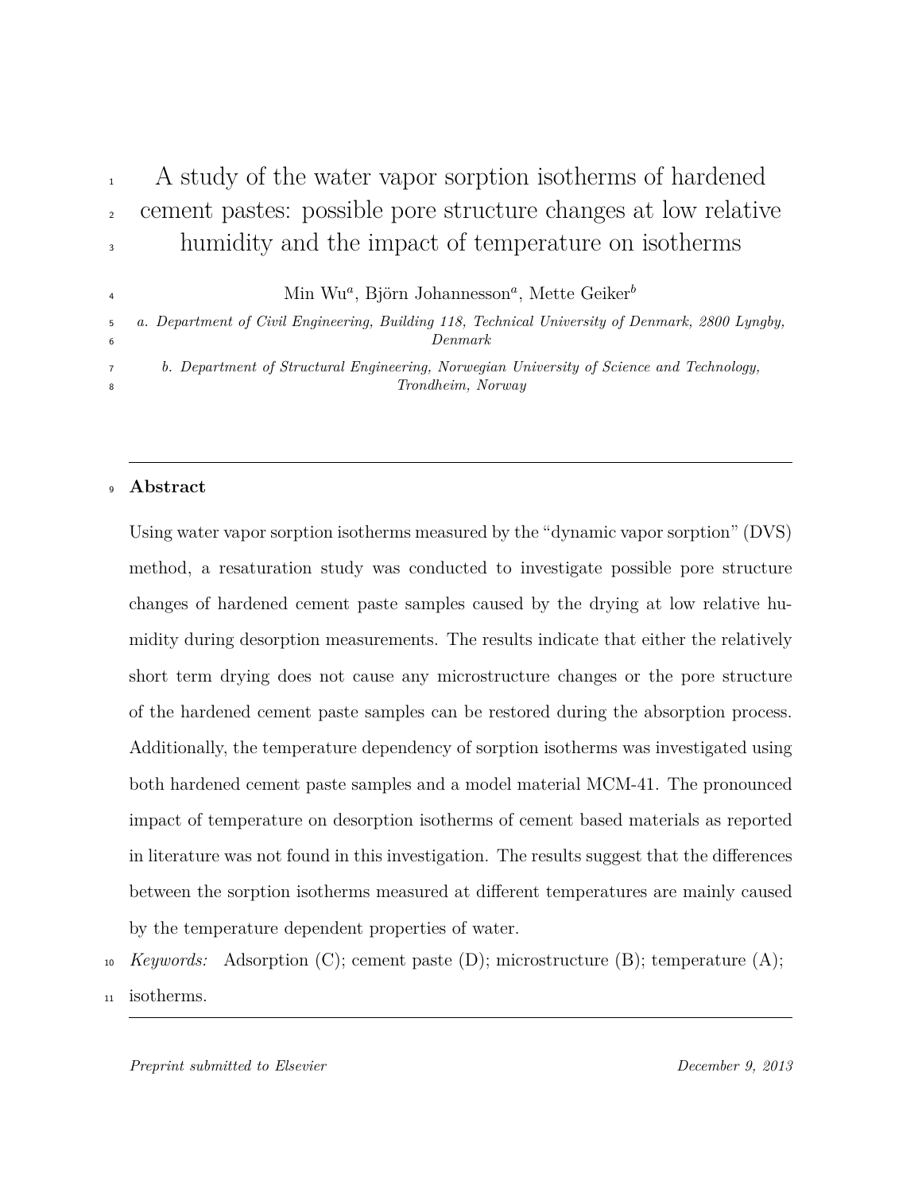# A study of the water vapor sorption isotherms of hardened cement pastes: possible pore structure changes at low relative humidity and the impact of temperature on isotherms

Min Wu[a], Björn Johannesson[a], Mette Geiker[b]

*a. Department of Civil Engineering, Building 118, Technical University of Denmark, 2800 Lyngby, Denmark*

*b. Department of Structural Engineering, Norwegian University of Science and Technology, Trondheim, Norway*

---

**Abstract**

Using water vapor sorption isotherms measured by the "dynamic vapor sorption" (DVS) method, a resaturation study was conducted to investigate possible pore structure changes of hardened cement paste samples caused by the drying at low relative humidity during desorption measurements. The results indicate that either the relatively short term drying does not cause any microstructure changes or the pore structure of the hardened cement paste samples can be restored during the absorption process. Additionally, the temperature dependency of sorption isotherms was investigated using both hardened cement paste samples and a model material MCM-41. The pronounced impact of temperature on desorption isotherms of cement based materials as reported in literature was not found in this investigation. The results suggest that the differences between the sorption isotherms measured at different temperatures are mainly caused by the temperature dependent properties of water.

*Keywords:* Adsorption (C); cement paste (D); microstructure (B); temperature (A); isotherms.

---

*Preprint submitted to Elsevier* *December 9, 2013*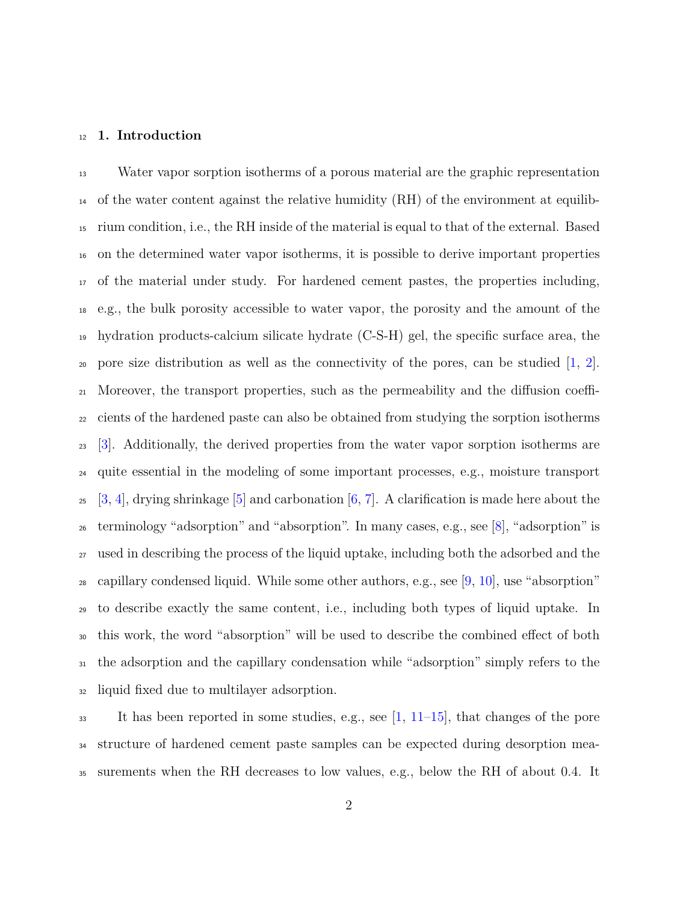## 1. Introduction

Water vapor sorption isotherms of a porous material are the graphic representation of the water content against the relative humidity (RH) of the environment at equilibrium condition, i.e., the RH inside of the material is equal to that of the external. Based on the determined water vapor isotherms, it is possible to derive important properties of the material under study. For hardened cement pastes, the properties including, e.g., the bulk porosity accessible to water vapor, the porosity and the amount of the hydration products-calcium silicate hydrate (C-S-H) gel, the specific surface area, the pore size distribution as well as the connectivity of the pores, can be studied [1, 2]. Moreover, the transport properties, such as the permeability and the diffusion coefficients of the hardened paste can also be obtained from studying the sorption isotherms [3]. Additionally, the derived properties from the water vapor sorption isotherms are quite essential in the modeling of some important processes, e.g., moisture transport [3, 4], drying shrinkage [5] and carbonation [6, 7]. A clarification is made here about the terminology "adsorption" and "absorption". In many cases, e.g., see [8], "adsorption" is used in describing the process of the liquid uptake, including both the adsorbed and the capillary condensed liquid. While some other authors, e.g., see [9, 10], use "absorption" to describe exactly the same content, i.e., including both types of liquid uptake. In this work, the word "absorption" will be used to describe the combined effect of both the adsorption and the capillary condensation while "adsorption" simply refers to the liquid fixed due to multilayer adsorption.

It has been reported in some studies, e.g., see [1, 11–15], that changes of the pore structure of hardened cement paste samples can be expected during desorption measurements when the RH decreases to low values, e.g., below the RH of about 0.4. It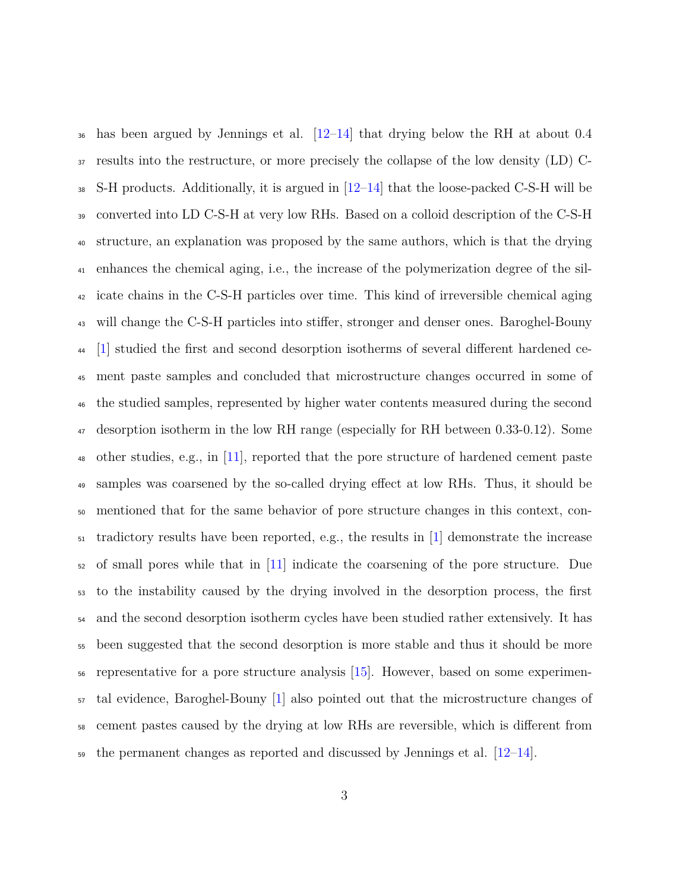has been argued by Jennings et al. [12–14] that drying below the RH at about 0.4 results into the restructure, or more precisely the collapse of the low density (LD) C-S-H products. Additionally, it is argued in [12–14] that the loose-packed C-S-H will be converted into LD C-S-H at very low RHs. Based on a colloid description of the C-S-H structure, an explanation was proposed by the same authors, which is that the drying enhances the chemical aging, i.e., the increase of the polymerization degree of the silicate chains in the C-S-H particles over time. This kind of irreversible chemical aging will change the C-S-H particles into stiffer, stronger and denser ones. Baroghel-Bouny [1] studied the first and second desorption isotherms of several different hardened cement paste samples and concluded that microstructure changes occurred in some of the studied samples, represented by higher water contents measured during the second desorption isotherm in the low RH range (especially for RH between 0.33-0.12). Some other studies, e.g., in [11], reported that the pore structure of hardened cement paste samples was coarsened by the so-called drying effect at low RHs. Thus, it should be mentioned that for the same behavior of pore structure changes in this context, contradictory results have been reported, e.g., the results in [1] demonstrate the increase of small pores while that in [11] indicate the coarsening of the pore structure. Due to the instability caused by the drying involved in the desorption process, the first and the second desorption isotherm cycles have been studied rather extensively. It has been suggested that the second desorption is more stable and thus it should be more representative for a pore structure analysis [15]. However, based on some experimental evidence, Baroghel-Bouny [1] also pointed out that the microstructure changes of cement pastes caused by the drying at low RHs are reversible, which is different from the permanent changes as reported and discussed by Jennings et al. [12–14].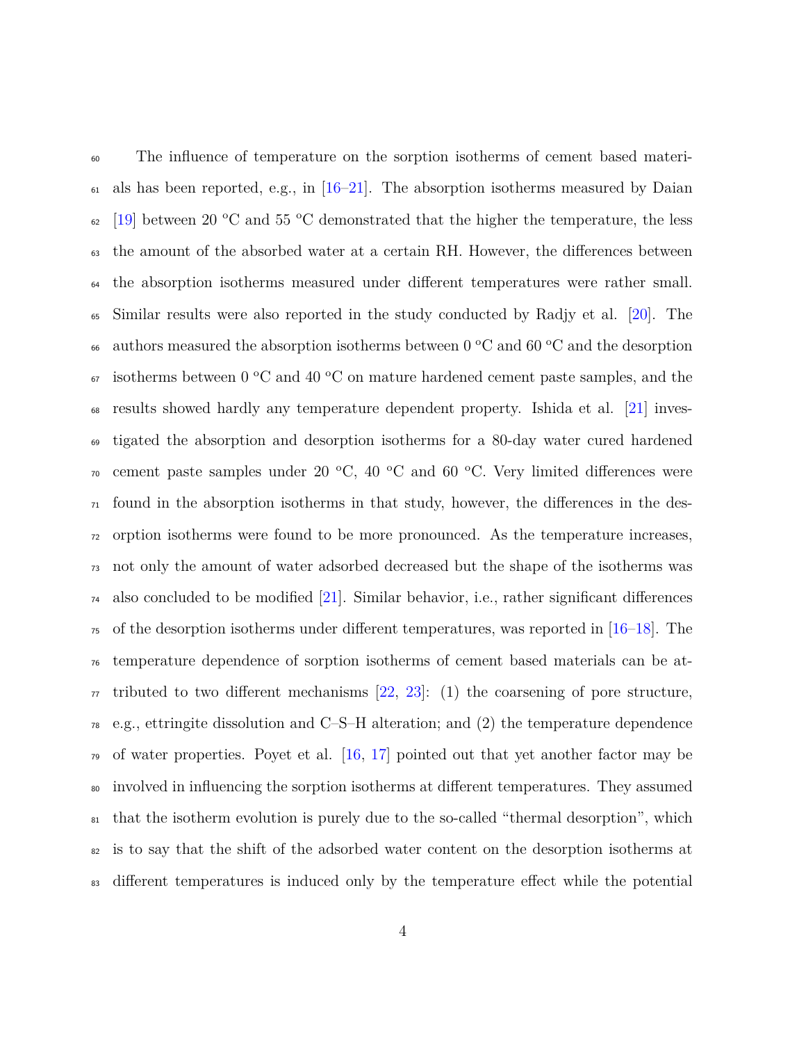The influence of temperature on the sorption isotherms of cement based materials has been reported, e.g., in [16–21]. The absorption isotherms measured by Daian [19] between 20 °C and 55 °C demonstrated that the higher the temperature, the less the amount of the absorbed water at a certain RH. However, the differences between the absorption isotherms measured under different temperatures were rather small. Similar results were also reported in the study conducted by Radjy et al. [20]. The authors measured the absorption isotherms between 0 °C and 60 °C and the desorption isotherms between 0 °C and 40 °C on mature hardened cement paste samples, and the results showed hardly any temperature dependent property. Ishida et al. [21] investigated the absorption and desorption isotherms for a 80-day water cured hardened cement paste samples under 20 °C, 40 °C and 60 °C. Very limited differences were found in the absorption isotherms in that study, however, the differences in the desorption isotherms were found to be more pronounced. As the temperature increases, not only the amount of water adsorbed decreased but the shape of the isotherms was also concluded to be modified [21]. Similar behavior, i.e., rather significant differences of the desorption isotherms under different temperatures, was reported in [16–18]. The temperature dependence of sorption isotherms of cement based materials can be attributed to two different mechanisms [22, 23]: (1) the coarsening of pore structure, e.g., ettringite dissolution and C–S–H alteration; and (2) the temperature dependence of water properties. Poyet et al. [16, 17] pointed out that yet another factor may be involved in influencing the sorption isotherms at different temperatures. They assumed that the isotherm evolution is purely due to the so-called "thermal desorption", which is to say that the shift of the adsorbed water content on the desorption isotherms at different temperatures is induced only by the temperature effect while the potential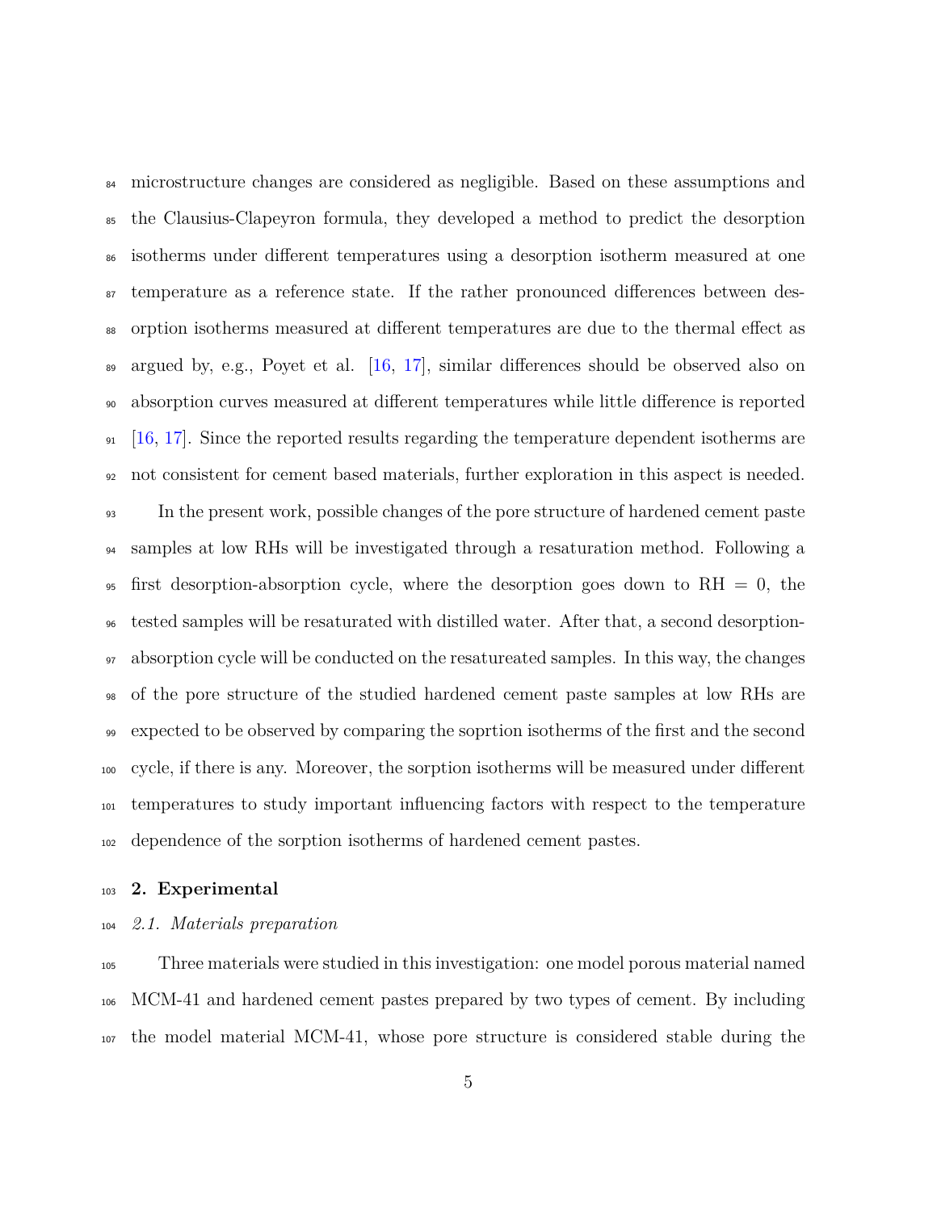microstructure changes are considered as negligible. Based on these assumptions and the Clausius-Clapeyron formula, they developed a method to predict the desorption isotherms under different temperatures using a desorption isotherm measured at one temperature as a reference state. If the rather pronounced differences between desorption isotherms measured at different temperatures are due to the thermal effect as argued by, e.g., Poyet et al. [16, 17], similar differences should be observed also on absorption curves measured at different temperatures while little difference is reported [16, 17]. Since the reported results regarding the temperature dependent isotherms are not consistent for cement based materials, further exploration in this aspect is needed.

In the present work, possible changes of the pore structure of hardened cement paste samples at low RHs will be investigated through a resaturation method. Following a first desorption-absorption cycle, where the desorption goes down to RH = 0, the tested samples will be resaturated with distilled water. After that, a second desorption-absorption cycle will be conducted on the resatureated samples. In this way, the changes of the pore structure of the studied hardened cement paste samples at low RHs are expected to be observed by comparing the soprtion isotherms of the first and the second cycle, if there is any. Moreover, the sorption isotherms will be measured under different temperatures to study important influencing factors with respect to the temperature dependence of the sorption isotherms of hardened cement pastes.

## 2. Experimental

### *2.1. Materials preparation*

Three materials were studied in this investigation: one model porous material named MCM-41 and hardened cement pastes prepared by two types of cement. By including the model material MCM-41, whose pore structure is considered stable during the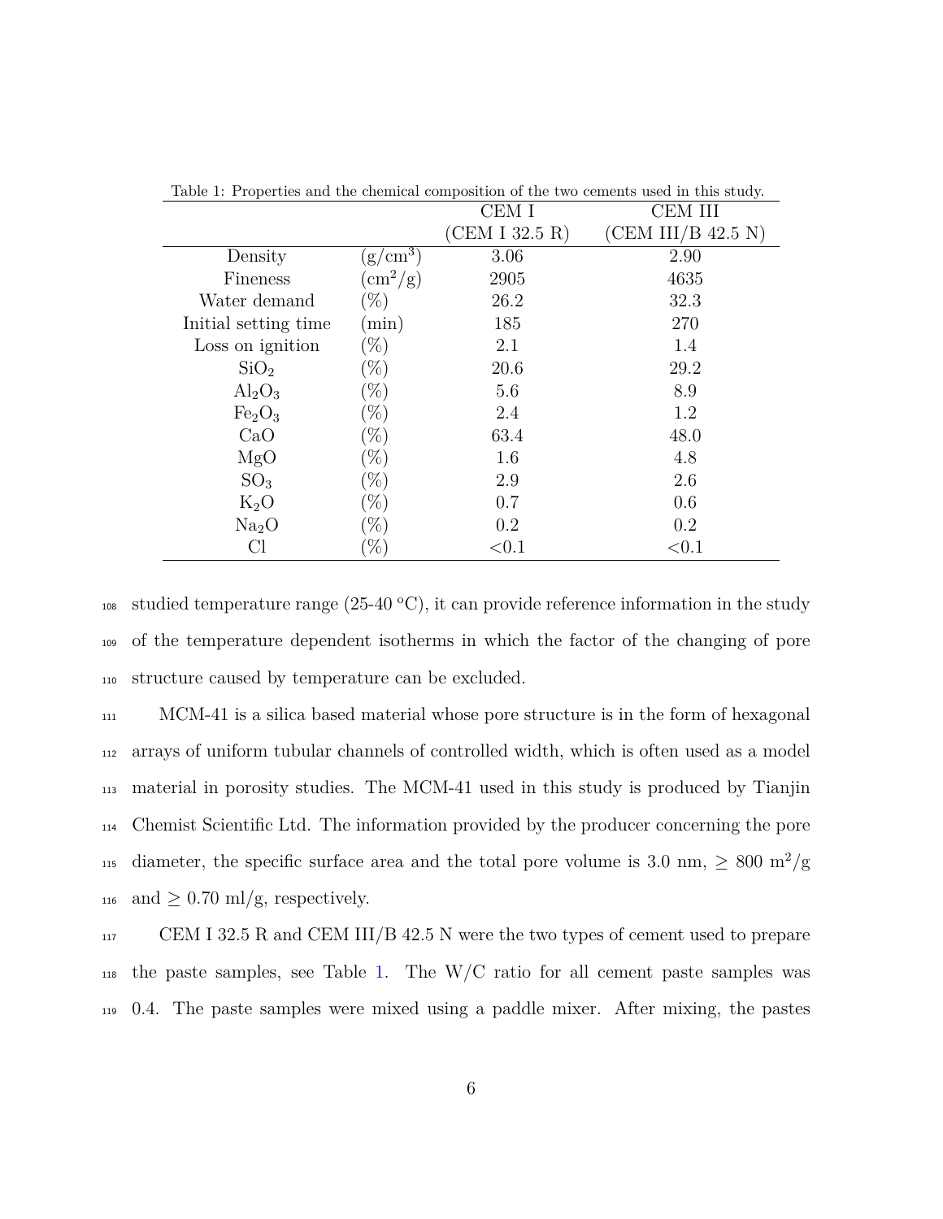Table 1: Properties and the chemical composition of the two cements used in this study.

| | | CEM I (CEM I 32.5 R) | CEM III (CEM III/B 42.5 N) |
|---|---|---|---|
| Density | ($g/cm^3$) | 3.06 | 2.90 |
| Fineness | ($cm^2/g$) | 2905 | 4635 |
| Water demand | (%) | 26.2 | 32.3 |
| Initial setting time | (min) | 185 | 270 |
| Loss on ignition | (%) | 2.1 | 1.4 |
| $SiO_2$ | (%) | 20.6 | 29.2 |
| $Al_2O_3$ | (%) | 5.6 | 8.9 |
| $Fe_2O_3$ | (%) | 2.4 | 1.2 |
| CaO | (%) | 63.4 | 48.0 |
| MgO | (%) | 1.6 | 4.8 |
| $SO_3$ | (%) | 2.9 | 2.6 |
| $K_2O$ | (%) | 0.7 | 0.6 |
| $Na_2O$ | (%) | 0.2 | 0.2 |
| Cl | (%) | <0.1 | <0.1 |

studied temperature range (25-40 °C), it can provide reference information in the study of the temperature dependent isotherms in which the factor of the changing of pore structure caused by temperature can be excluded.

MCM-41 is a silica based material whose pore structure is in the form of hexagonal arrays of uniform tubular channels of controlled width, which is often used as a model material in porosity studies. The MCM-41 used in this study is produced by Tianjin Chemist Scientific Ltd. The information provided by the producer concerning the pore diameter, the specific surface area and the total pore volume is 3.0 nm, $\geq$ 800 $m^2/g$ and $\geq$ 0.70 ml/g, respectively.

CEM I 32.5 R and CEM III/B 42.5 N were the two types of cement used to prepare the paste samples, see Table 1. The W/C ratio for all cement paste samples was 0.4. The paste samples were mixed using a paddle mixer. After mixing, the pastes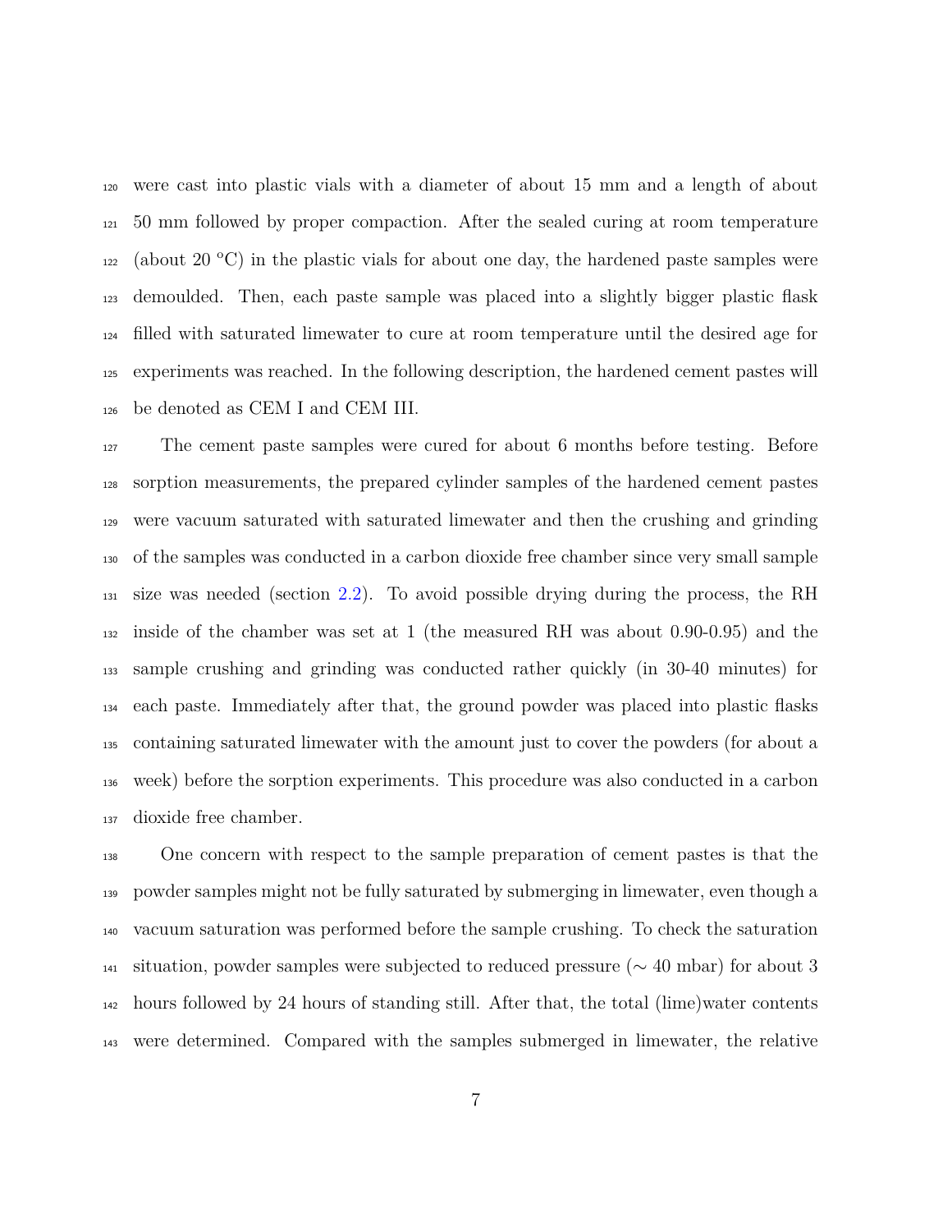were cast into plastic vials with a diameter of about 15 mm and a length of about 50 mm followed by proper compaction. After the sealed curing at room temperature (about 20 °C) in the plastic vials for about one day, the hardened paste samples were demoulded. Then, each paste sample was placed into a slightly bigger plastic flask filled with saturated limewater to cure at room temperature until the desired age for experiments was reached. In the following description, the hardened cement pastes will be denoted as CEM I and CEM III.

The cement paste samples were cured for about 6 months before testing. Before sorption measurements, the prepared cylinder samples of the hardened cement pastes were vacuum saturated with saturated limewater and then the crushing and grinding of the samples was conducted in a carbon dioxide free chamber since very small sample size was needed (section 2.2). To avoid possible drying during the process, the RH inside of the chamber was set at 1 (the measured RH was about 0.90-0.95) and the sample crushing and grinding was conducted rather quickly (in 30-40 minutes) for each paste. Immediately after that, the ground powder was placed into plastic flasks containing saturated limewater with the amount just to cover the powders (for about a week) before the sorption experiments. This procedure was also conducted in a carbon dioxide free chamber.

One concern with respect to the sample preparation of cement pastes is that the powder samples might not be fully saturated by submerging in limewater, even though a vacuum saturation was performed before the sample crushing. To check the saturation situation, powder samples were subjected to reduced pressure ($\sim$ 40 mbar) for about 3 hours followed by 24 hours of standing still. After that, the total (lime)water contents were determined. Compared with the samples submerged in limewater, the relative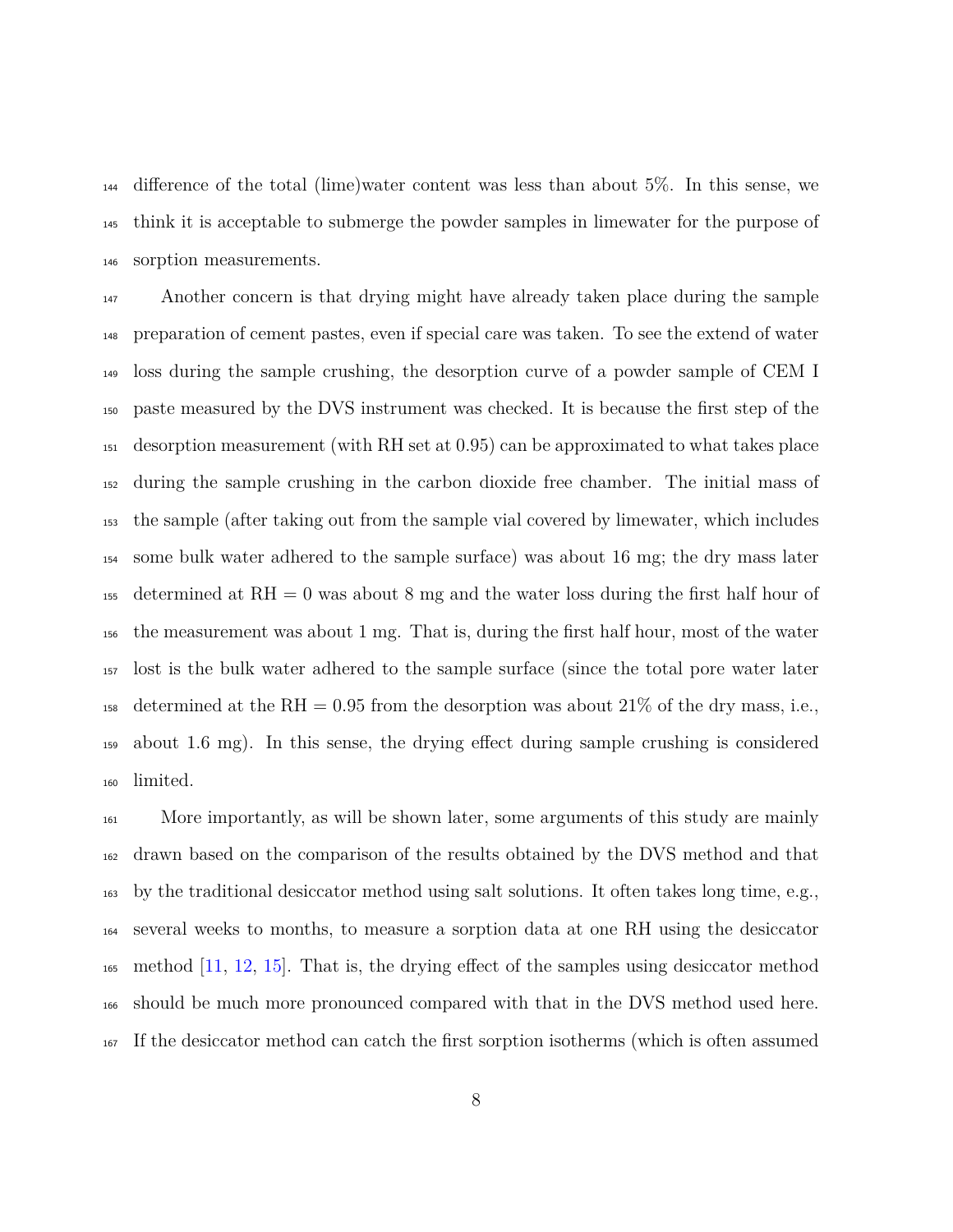difference of the total (lime)water content was less than about 5%. In this sense, we think it is acceptable to submerge the powder samples in limewater for the purpose of sorption measurements.

Another concern is that drying might have already taken place during the sample preparation of cement pastes, even if special care was taken. To see the extend of water loss during the sample crushing, the desorption curve of a powder sample of CEM I paste measured by the DVS instrument was checked. It is because the first step of the desorption measurement (with RH set at 0.95) can be approximated to what takes place during the sample crushing in the carbon dioxide free chamber. The initial mass of the sample (after taking out from the sample vial covered by limewater, which includes some bulk water adhered to the sample surface) was about 16 mg; the dry mass later determined at RH = 0 was about 8 mg and the water loss during the first half hour of the measurement was about 1 mg. That is, during the first half hour, most of the water lost is the bulk water adhered to the sample surface (since the total pore water later determined at the RH = 0.95 from the desorption was about 21% of the dry mass, i.e., about 1.6 mg). In this sense, the drying effect during sample crushing is considered limited.

More importantly, as will be shown later, some arguments of this study are mainly drawn based on the comparison of the results obtained by the DVS method and that by the traditional desiccator method using salt solutions. It often takes long time, e.g., several weeks to months, to measure a sorption data at one RH using the desiccator method [11, 12, 15]. That is, the drying effect of the samples using desiccator method should be much more pronounced compared with that in the DVS method used here. If the desiccator method can catch the first sorption isotherms (which is often assumed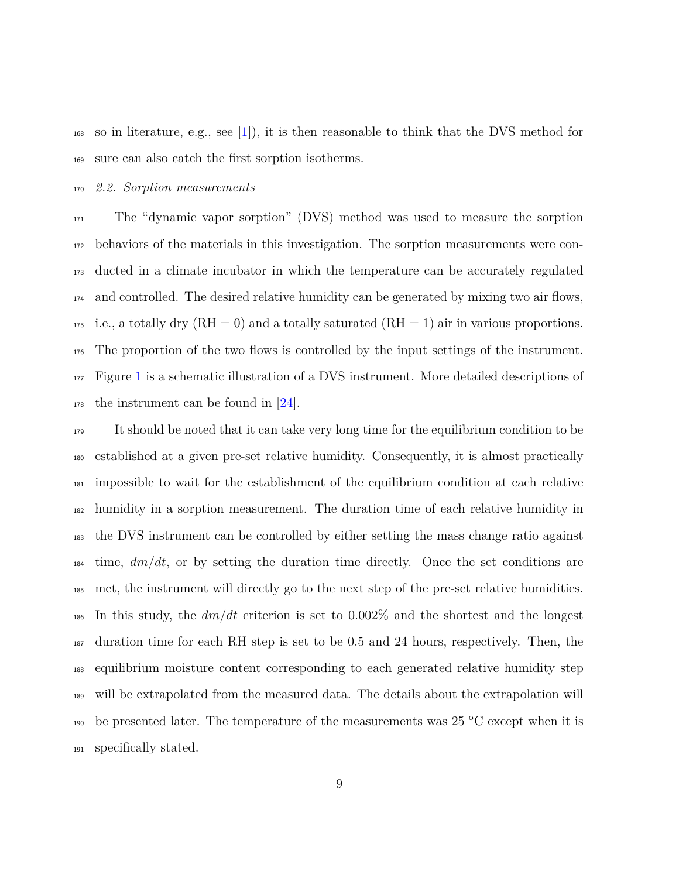so in literature, e.g., see [1]), it is then reasonable to think that the DVS method for sure can also catch the first sorption isotherms.

### *2.2. Sorption measurements*

The "dynamic vapor sorption" (DVS) method was used to measure the sorption behaviors of the materials in this investigation. The sorption measurements were conducted in a climate incubator in which the temperature can be accurately regulated and controlled. The desired relative humidity can be generated by mixing two air flows, i.e., a totally dry (RH = 0) and a totally saturated (RH = 1) air in various proportions. The proportion of the two flows is controlled by the input settings of the instrument. Figure 1 is a schematic illustration of a DVS instrument. More detailed descriptions of the instrument can be found in [24].

It should be noted that it can take very long time for the equilibrium condition to be established at a given pre-set relative humidity. Consequently, it is almost practically impossible to wait for the establishment of the equilibrium condition at each relative humidity in a sorption measurement. The duration time of each relative humidity in the DVS instrument can be controlled by either setting the mass change ratio against time, $dm/dt$, or by setting the duration time directly. Once the set conditions are met, the instrument will directly go to the next step of the pre-set relative humidities. In this study, the $dm/dt$ criterion is set to 0.002% and the shortest and the longest duration time for each RH step is set to be 0.5 and 24 hours, respectively. Then, the equilibrium moisture content corresponding to each generated relative humidity step will be extrapolated from the measured data. The details about the extrapolation will be presented later. The temperature of the measurements was 25 °C except when it is specifically stated.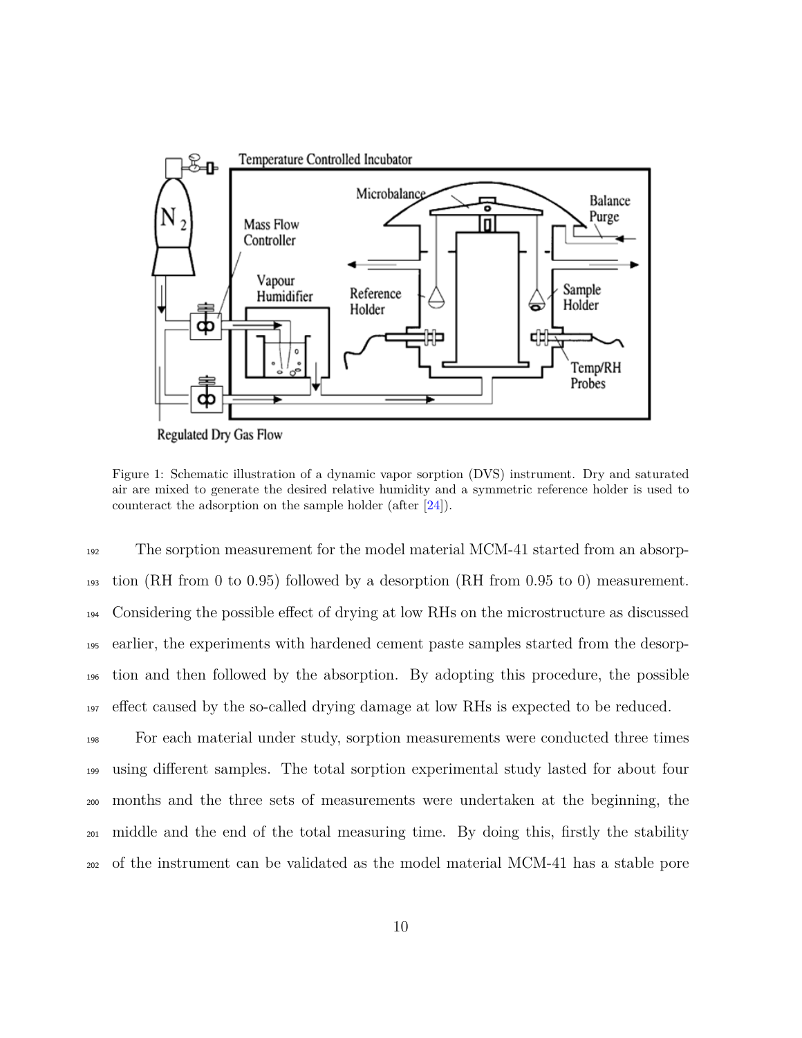Figure 1: Schematic illustration of a dynamic vapor sorption (DVS) instrument. Dry and saturated air are mixed to generate the desired relative humidity and a symmetric reference holder is used to counteract the adsorption on the sample holder (after [24]).

The sorption measurement for the model material MCM-41 started from an absorption (RH from 0 to 0.95) followed by a desorption (RH from 0.95 to 0) measurement. Considering the possible effect of drying at low RHs on the microstructure as discussed earlier, the experiments with hardened cement paste samples started from the desorption and then followed by the absorption. By adopting this procedure, the possible effect caused by the so-called drying damage at low RHs is expected to be reduced.

For each material under study, sorption measurements were conducted three times using different samples. The total sorption experimental study lasted for about four months and the three sets of measurements were undertaken at the beginning, the middle and the end of the total measuring time. By doing this, firstly the stability of the instrument can be validated as the model material MCM-41 has a stable pore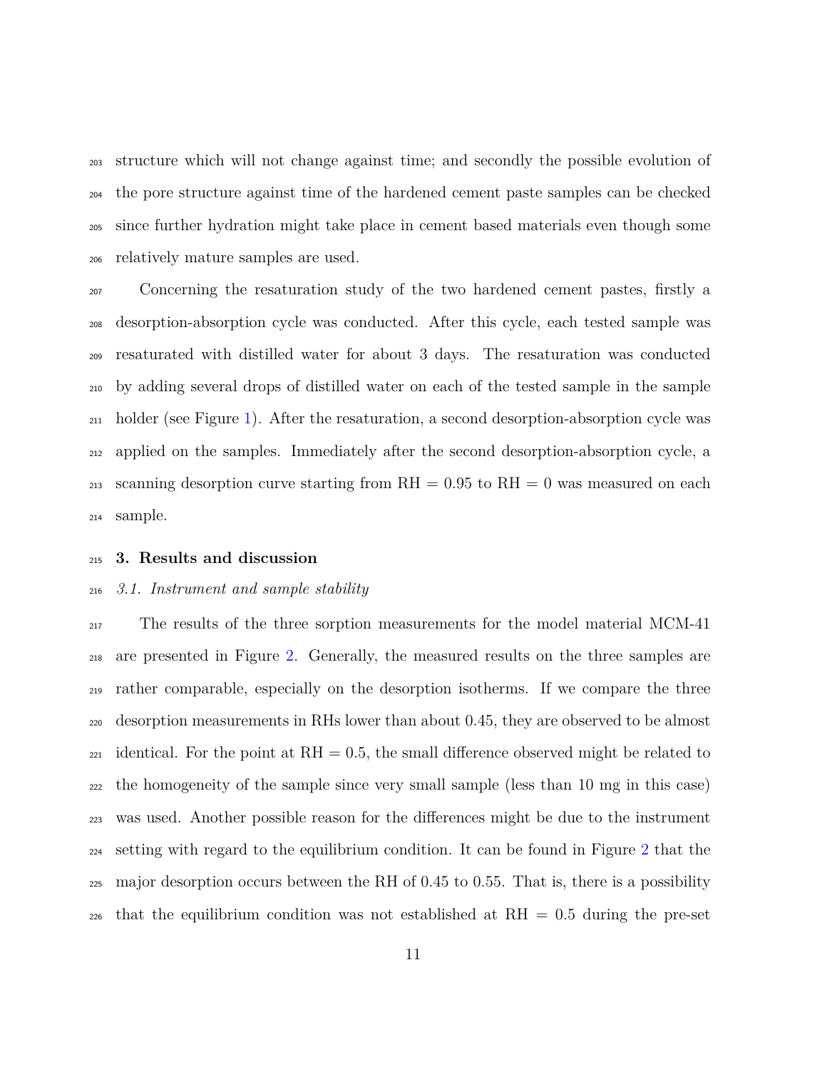structure which will not change against time; and secondly the possible evolution of the pore structure against time of the hardened cement paste samples can be checked since further hydration might take place in cement based materials even though some relatively mature samples are used.

Concerning the resaturation study of the two hardened cement pastes, firstly a desorption-absorption cycle was conducted. After this cycle, each tested sample was resaturated with distilled water for about 3 days. The resaturation was conducted by adding several drops of distilled water on each of the tested sample in the sample holder (see Figure 1). After the resaturation, a second desorption-absorption cycle was applied on the samples. Immediately after the second desorption-absorption cycle, a scanning desorption curve starting from RH = 0.95 to RH = 0 was measured on each sample.

## 3. Results and discussion

### *3.1. Instrument and sample stability*

The results of the three sorption measurements for the model material MCM-41 are presented in Figure 2. Generally, the measured results on the three samples are rather comparable, especially on the desorption isotherms. If we compare the three desorption measurements in RHs lower than about 0.45, they are observed to be almost identical. For the point at RH = 0.5, the small difference observed might be related to the homogeneity of the sample since very small sample (less than 10 mg in this case) was used. Another possible reason for the differences might be due to the instrument setting with regard to the equilibrium condition. It can be found in Figure 2 that the major desorption occurs between the RH of 0.45 to 0.55. That is, there is a possibility that the equilibrium condition was not established at RH = 0.5 during the pre-set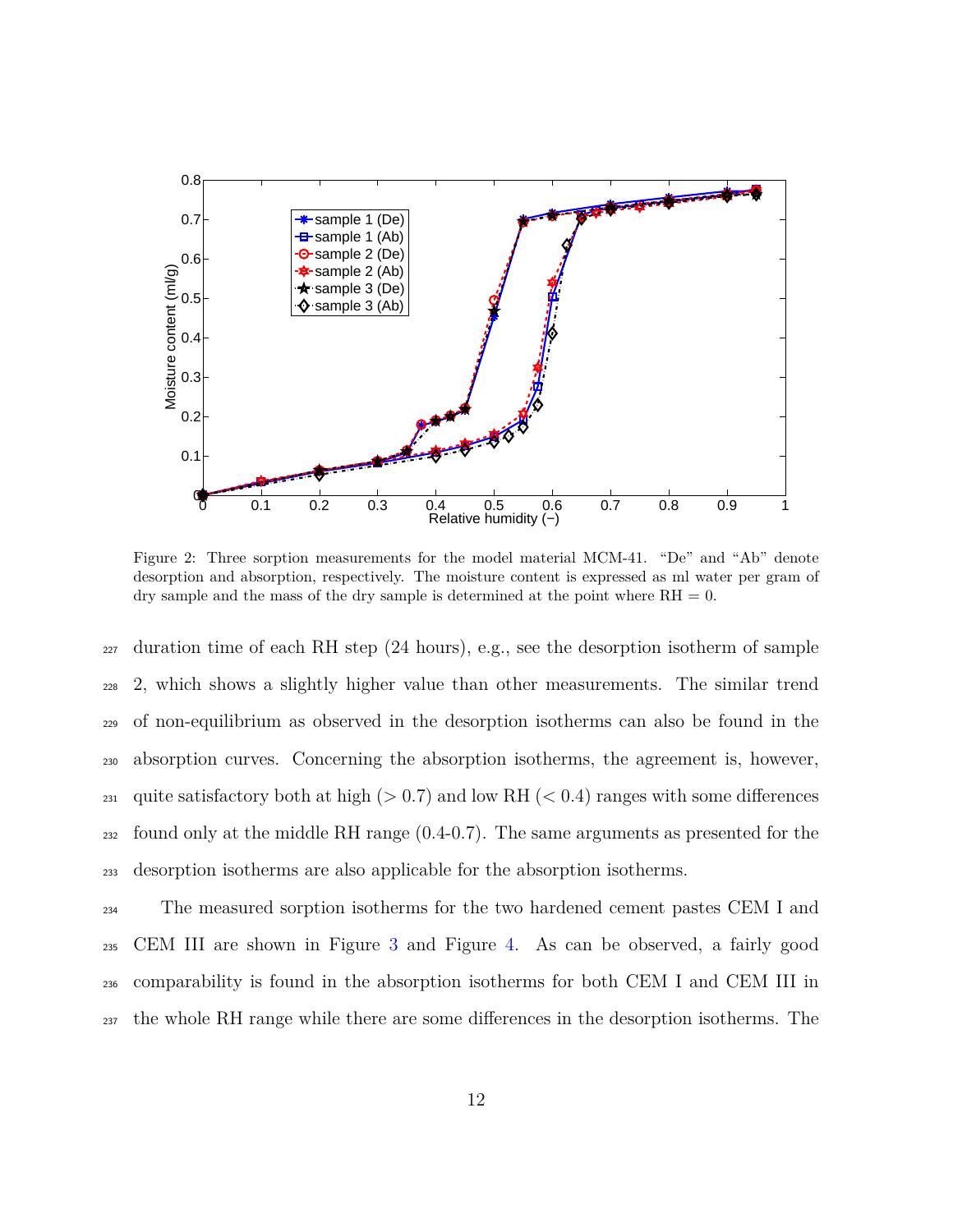Figure 2: Three sorption measurements for the model material MCM-41. "De" and "Ab" denote desorption and absorption, respectively. The moisture content is expressed as ml water per gram of dry sample and the mass of the dry sample is determined at the point where RH = 0.

duration time of each RH step (24 hours), e.g., see the desorption isotherm of sample 2, which shows a slightly higher value than other measurements. The similar trend of non-equilibrium as observed in the desorption isotherms can also be found in the absorption curves. Concerning the absorption isotherms, the agreement is, however, quite satisfactory both at high ($> 0.7$) and low RH ($< 0.4$) ranges with some differences found only at the middle RH range (0.4-0.7). The same arguments as presented for the desorption isotherms are also applicable for the absorption isotherms.

The measured sorption isotherms for the two hardened cement pastes CEM I and CEM III are shown in Figure 3 and Figure 4. As can be observed, a fairly good comparability is found in the absorption isotherms for both CEM I and CEM III in the whole RH range while there are some differences in the desorption isotherms. The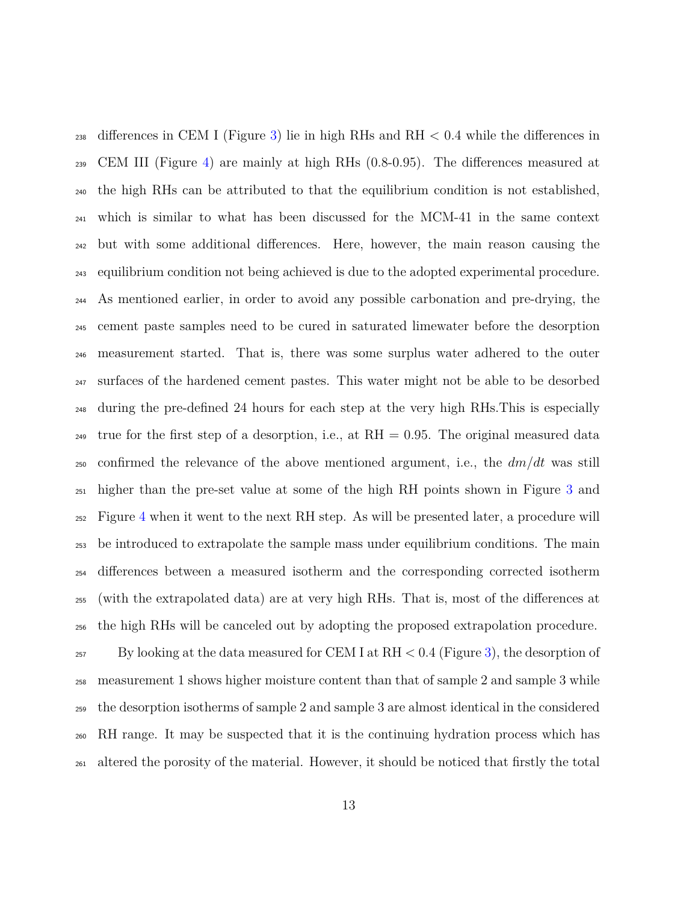differences in CEM I (Figure 3) lie in high RHs and RH $< 0.4$ while the differences in CEM III (Figure 4) are mainly at high RHs (0.8-0.95). The differences measured at the high RHs can be attributed to that the equilibrium condition is not established, which is similar to what has been discussed for the MCM-41 in the same context but with some additional differences. Here, however, the main reason causing the equilibrium condition not being achieved is due to the adopted experimental procedure. As mentioned earlier, in order to avoid any possible carbonation and pre-drying, the cement paste samples need to be cured in saturated limewater before the desorption measurement started. That is, there was some surplus water adhered to the outer surfaces of the hardened cement pastes. This water might not be able to be desorbed during the pre-defined 24 hours for each step at the very high RHs.This is especially true for the first step of a desorption, i.e., at RH $= 0.95$. The original measured data confirmed the relevance of the above mentioned argument, i.e., the $dm/dt$ was still higher than the pre-set value at some of the high RH points shown in Figure 3 and Figure 4 when it went to the next RH step. As will be presented later, a procedure will be introduced to extrapolate the sample mass under equilibrium conditions. The main differences between a measured isotherm and the corresponding corrected isotherm (with the extrapolated data) are at very high RHs. That is, most of the differences at the high RHs will be canceled out by adopting the proposed extrapolation procedure.

By looking at the data measured for CEM I at RH $< 0.4$ (Figure 3), the desorption of measurement 1 shows higher moisture content than that of sample 2 and sample 3 while the desorption isotherms of sample 2 and sample 3 are almost identical in the considered RH range. It may be suspected that it is the continuing hydration process which has altered the porosity of the material. However, it should be noticed that firstly the total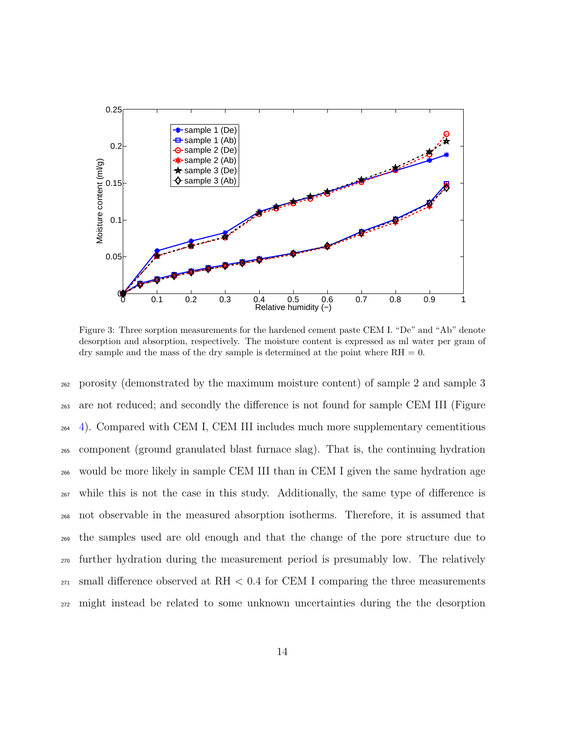Figure 3: Three sorption measurements for the hardened cement paste CEM I. "De" and "Ab" denote desorption and absorption, respectively. The moisture content is expressed as ml water per gram of dry sample and the mass of the dry sample is determined at the point where RH = 0.

porosity (demonstrated by the maximum moisture content) of sample 2 and sample 3 are not reduced; and secondly the difference is not found for sample CEM III (Figure 4). Compared with CEM I, CEM III includes much more supplementary cementitious component (ground granulated blast furnace slag). That is, the continuing hydration would be more likely in sample CEM III than in CEM I given the same hydration age while this is not the case in this study. Additionally, the same type of difference is not observable in the measured absorption isotherms. Therefore, it is assumed that the samples used are old enough and that the change of the pore structure due to further hydration during the measurement period is presumably low. The relatively small difference observed at RH $< 0.4$ for CEM I comparing the three measurements might instead be related to some unknown uncertainties during the the desorption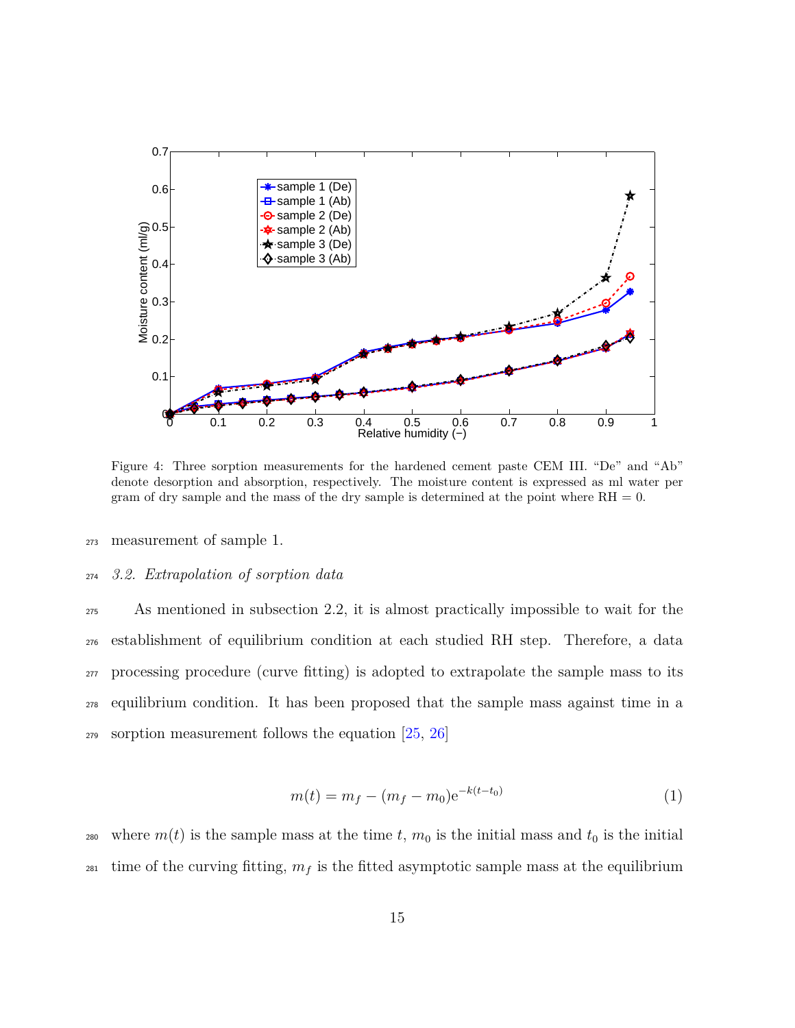Figure 4: Three sorption measurements for the hardened cement paste CEM III. "De" and "Ab" denote desorption and absorption, respectively. The moisture content is expressed as ml water per gram of dry sample and the mass of the dry sample is determined at the point where RH = 0.

measurement of sample 1.

### *3.2. Extrapolation of sorption data*

As mentioned in subsection 2.2, it is almost practically impossible to wait for the establishment of equilibrium condition at each studied RH step. Therefore, a data processing procedure (curve fitting) is adopted to extrapolate the sample mass to its equilibrium condition. It has been proposed that the sample mass against time in a sorption measurement follows the equation [25, 26]

$$m(t) = m_f - (m_f - m_0)\mathrm{e}^{-k(t-t_0)} \tag{1}$$

where $m(t)$ is the sample mass at the time $t$, $m_0$ is the initial mass and $t_0$ is the initial time of the curving fitting, $m_f$ is the fitted asymptotic sample mass at the equilibrium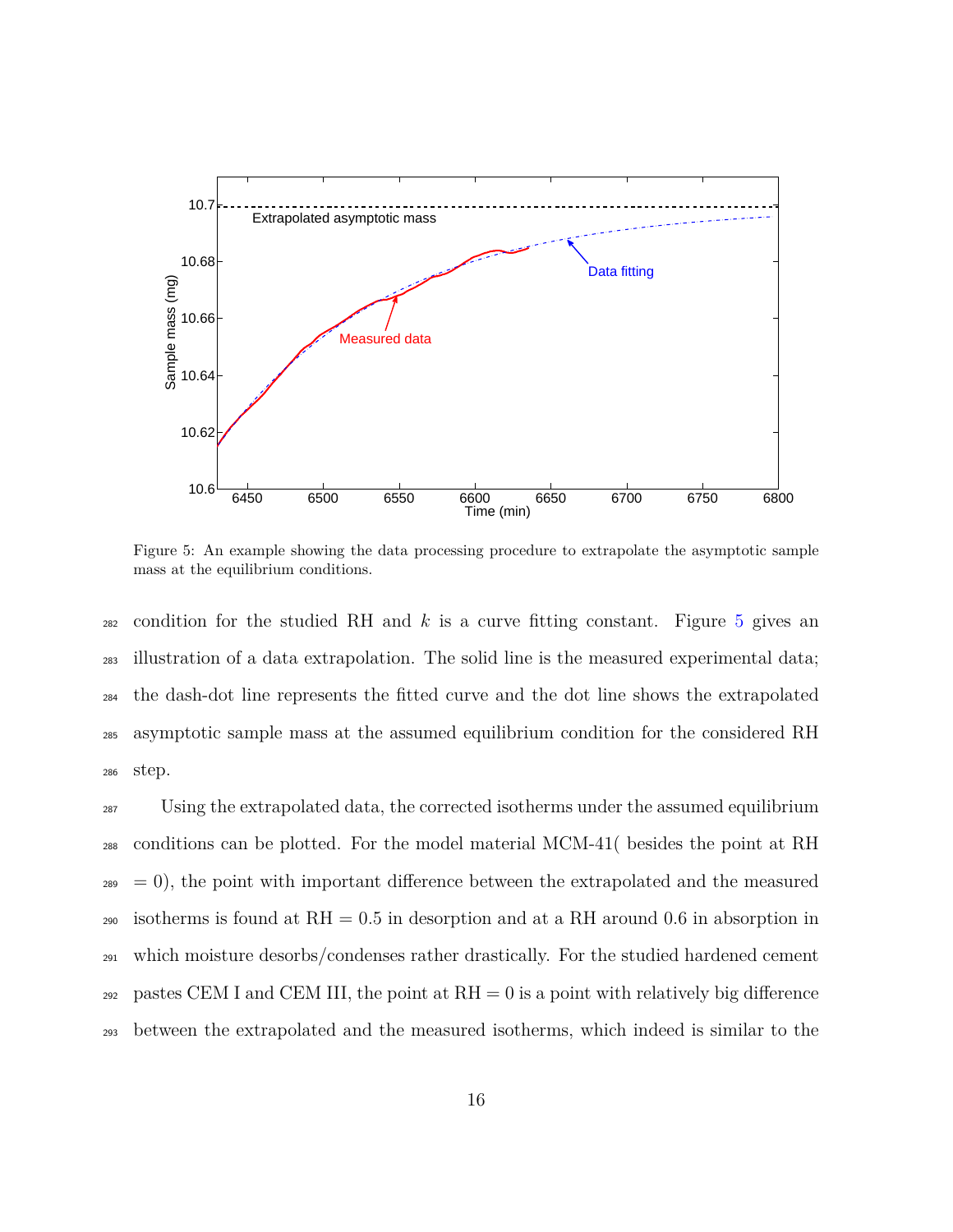Figure 5: An example showing the data processing procedure to extrapolate the asymptotic sample mass at the equilibrium conditions.

condition for the studied RH and $k$ is a curve fitting constant. Figure 5 gives an illustration of a data extrapolation. The solid line is the measured experimental data; the dash-dot line represents the fitted curve and the dot line shows the extrapolated asymptotic sample mass at the assumed equilibrium condition for the considered RH step.

Using the extrapolated data, the corrected isotherms under the assumed equilibrium conditions can be plotted. For the model material MCM-41( besides the point at RH = 0), the point with important difference between the extrapolated and the measured isotherms is found at RH = 0.5 in desorption and at a RH around 0.6 in absorption in which moisture desorbs/condenses rather drastically. For the studied hardened cement pastes CEM I and CEM III, the point at RH = 0 is a point with relatively big difference between the extrapolated and the measured isotherms, which indeed is similar to the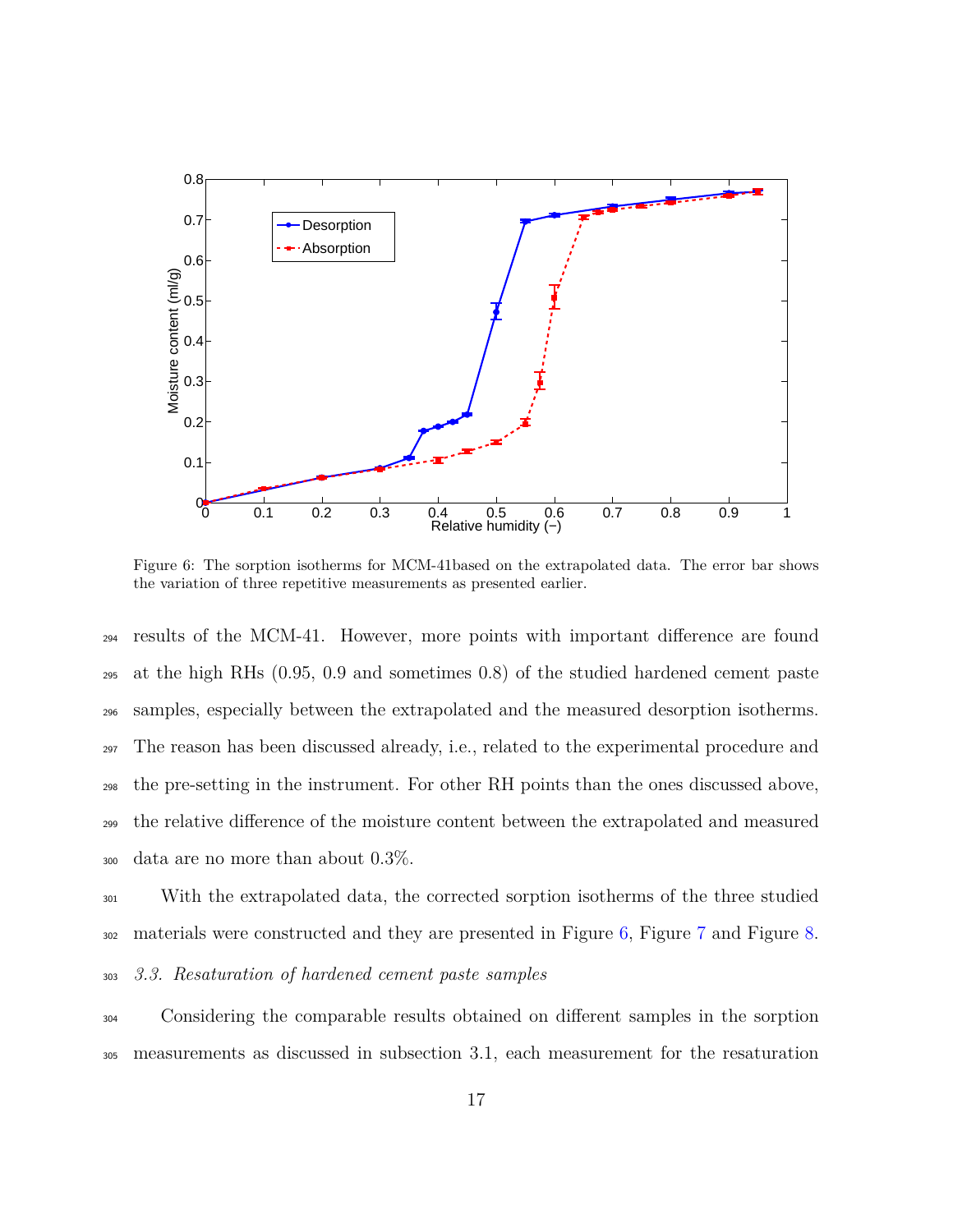Figure 6: The sorption isotherms for MCM-41based on the extrapolated data. The error bar shows the variation of three repetitive measurements as presented earlier.

results of the MCM-41. However, more points with important difference are found at the high RHs (0.95, 0.9 and sometimes 0.8) of the studied hardened cement paste samples, especially between the extrapolated and the measured desorption isotherms. The reason has been discussed already, i.e., related to the experimental procedure and the pre-setting in the instrument. For other RH points than the ones discussed above, the relative difference of the moisture content between the extrapolated and measured data are no more than about 0.3%.

With the extrapolated data, the corrected sorption isotherms of the three studied materials were constructed and they are presented in Figure 6, Figure 7 and Figure 8.

### *3.3. Resaturation of hardened cement paste samples*

Considering the comparable results obtained on different samples in the sorption measurements as discussed in subsection 3.1, each measurement for the resaturation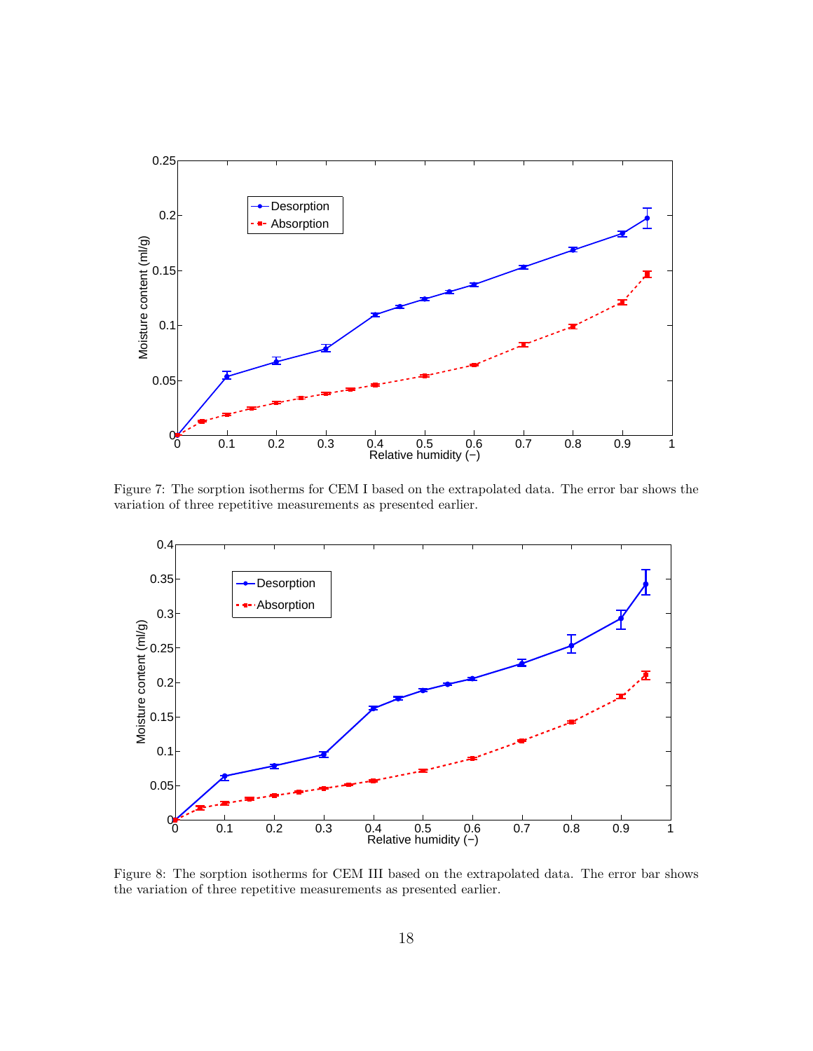Figure 7: The sorption isotherms for CEM I based on the extrapolated data. The error bar shows the variation of three repetitive measurements as presented earlier.

Figure 8: The sorption isotherms for CEM III based on the extrapolated data. The error bar shows the variation of three repetitive measurements as presented earlier.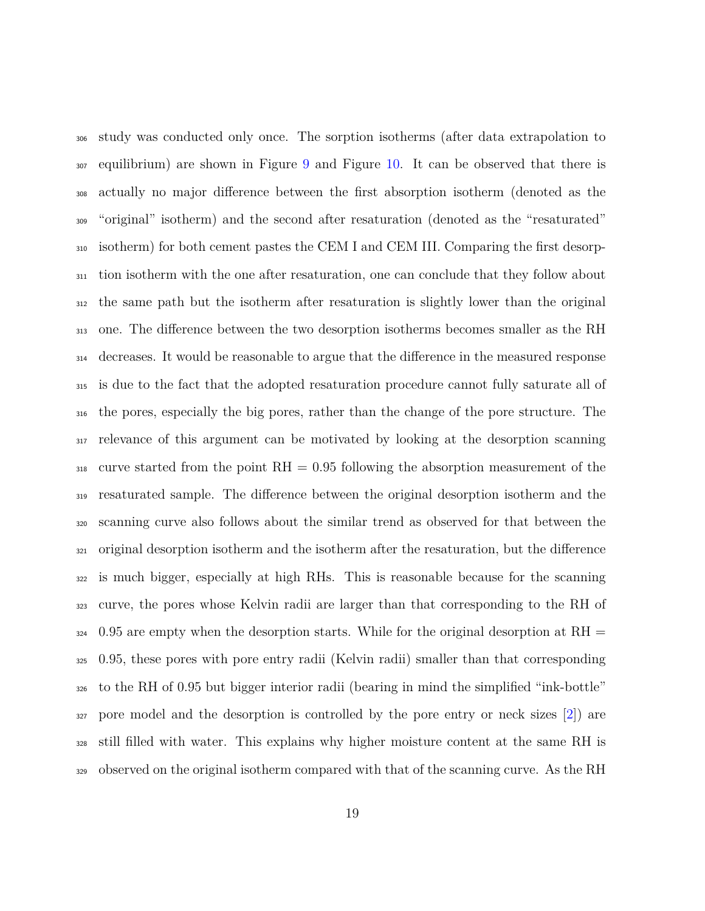study was conducted only once. The sorption isotherms (after data extrapolation to equilibrium) are shown in Figure 9 and Figure 10. It can be observed that there is actually no major difference between the first absorption isotherm (denoted as the "original" isotherm) and the second after resaturation (denoted as the "resaturated" isotherm) for both cement pastes the CEM I and CEM III. Comparing the first desorption isotherm with the one after resaturation, one can conclude that they follow about the same path but the isotherm after resaturation is slightly lower than the original one. The difference between the two desorption isotherms becomes smaller as the RH decreases. It would be reasonable to argue that the difference in the measured response is due to the fact that the adopted resaturation procedure cannot fully saturate all of the pores, especially the big pores, rather than the change of the pore structure. The relevance of this argument can be motivated by looking at the desorption scanning curve started from the point RH = 0.95 following the absorption measurement of the resaturated sample. The difference between the original desorption isotherm and the scanning curve also follows about the similar trend as observed for that between the original desorption isotherm and the isotherm after the resaturation, but the difference is much bigger, especially at high RHs. This is reasonable because for the scanning curve, the pores whose Kelvin radii are larger than that corresponding to the RH of 0.95 are empty when the desorption starts. While for the original desorption at RH = 0.95, these pores with pore entry radii (Kelvin radii) smaller than that corresponding to the RH of 0.95 but bigger interior radii (bearing in mind the simplified "ink-bottle" pore model and the desorption is controlled by the pore entry or neck sizes [2]) are still filled with water. This explains why higher moisture content at the same RH is observed on the original isotherm compared with that of the scanning curve. As the RH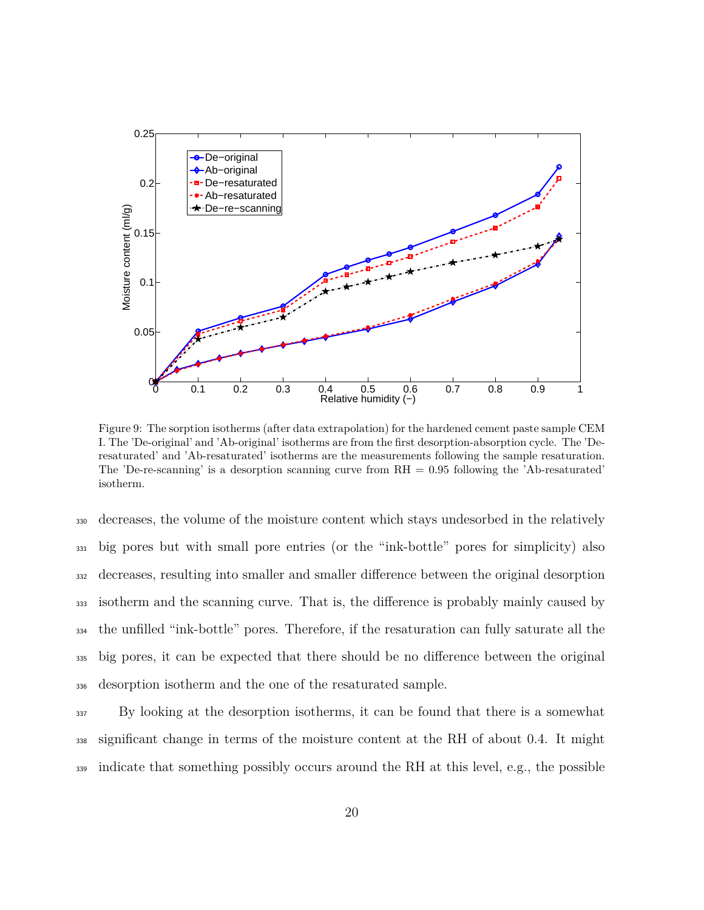Figure 9: The sorption isotherms (after data extrapolation) for the hardened cement paste sample CEM I. The 'De-original' and 'Ab-original' isotherms are from the first desorption-absorption cycle. The 'De-resaturated' and 'Ab-resaturated' isotherms are the measurements following the sample resaturation. The 'De-re-scanning' is a desorption scanning curve from RH = 0.95 following the 'Ab-resaturated' isotherm.

decreases, the volume of the moisture content which stays undesorbed in the relatively big pores but with small pore entries (or the "ink-bottle" pores for simplicity) also decreases, resulting into smaller and smaller difference between the original desorption isotherm and the scanning curve. That is, the difference is probably mainly caused by the unfilled "ink-bottle" pores. Therefore, if the resaturation can fully saturate all the big pores, it can be expected that there should be no difference between the original desorption isotherm and the one of the resaturated sample.

By looking at the desorption isotherms, it can be found that there is a somewhat significant change in terms of the moisture content at the RH of about 0.4. It might indicate that something possibly occurs around the RH at this level, e.g., the possible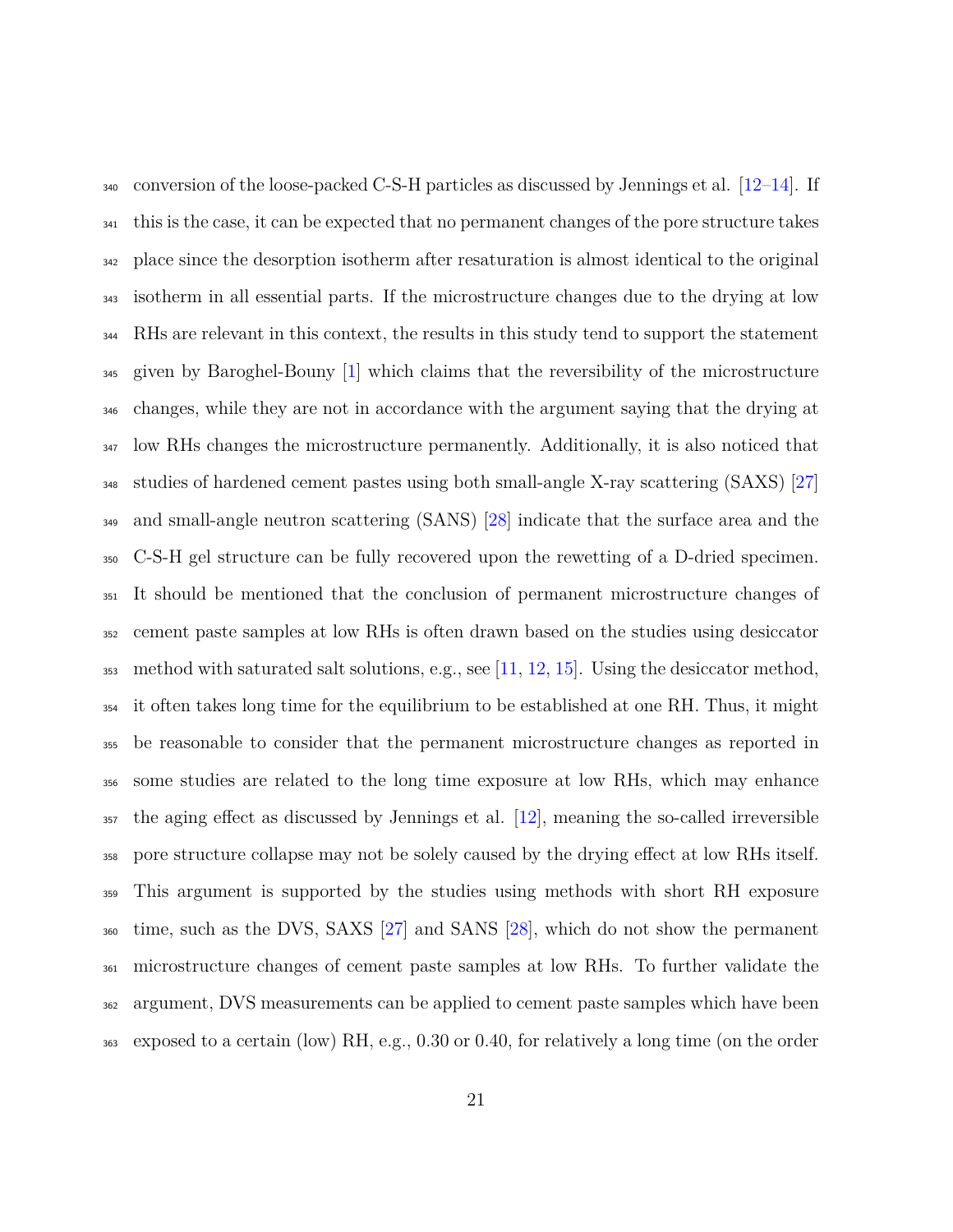conversion of the loose-packed C-S-H particles as discussed by Jennings et al. [12–14]. If this is the case, it can be expected that no permanent changes of the pore structure takes place since the desorption isotherm after resaturation is almost identical to the original isotherm in all essential parts. If the microstructure changes due to the drying at low RHs are relevant in this context, the results in this study tend to support the statement given by Baroghel-Bouny [1] which claims that the reversibility of the microstructure changes, while they are not in accordance with the argument saying that the drying at low RHs changes the microstructure permanently. Additionally, it is also noticed that studies of hardened cement pastes using both small-angle X-ray scattering (SAXS) [27] and small-angle neutron scattering (SANS) [28] indicate that the surface area and the C-S-H gel structure can be fully recovered upon the rewetting of a D-dried specimen. It should be mentioned that the conclusion of permanent microstructure changes of cement paste samples at low RHs is often drawn based on the studies using desiccator method with saturated salt solutions, e.g., see [11, 12, 15]. Using the desiccator method, it often takes long time for the equilibrium to be established at one RH. Thus, it might be reasonable to consider that the permanent microstructure changes as reported in some studies are related to the long time exposure at low RHs, which may enhance the aging effect as discussed by Jennings et al. [12], meaning the so-called irreversible pore structure collapse may not be solely caused by the drying effect at low RHs itself. This argument is supported by the studies using methods with short RH exposure time, such as the DVS, SAXS [27] and SANS [28], which do not show the permanent microstructure changes of cement paste samples at low RHs. To further validate the argument, DVS measurements can be applied to cement paste samples which have been exposed to a certain (low) RH, e.g., 0.30 or 0.40, for relatively a long time (on the order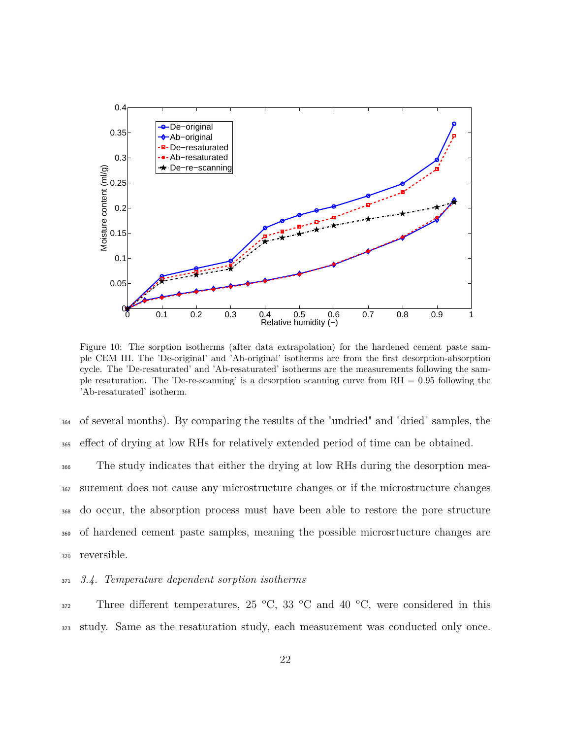Figure 10: The sorption isotherms (after data extrapolation) for the hardened cement paste sample CEM III. The 'De-original' and 'Ab-original' isotherms are from the first desorption-absorption cycle. The 'De-resaturated' and 'Ab-resaturated' isotherms are the measurements following the sample resaturation. The 'De-re-scanning' is a desorption scanning curve from RH = 0.95 following the 'Ab-resaturated' isotherm.

of several months). By comparing the results of the "undried" and "dried" samples, the effect of drying at low RHs for relatively extended period of time can be obtained.

The study indicates that either the drying at low RHs during the desorption measurement does not cause any microstructure changes or if the microstructure changes do occur, the absorption process must have been able to restore the pore structure of hardened cement paste samples, meaning the possible microsrtucture changes are reversible.

### *3.4. Temperature dependent sorption isotherms*

Three different temperatures, 25 °C, 33 °C and 40 °C, were considered in this study. Same as the resaturation study, each measurement was conducted only once.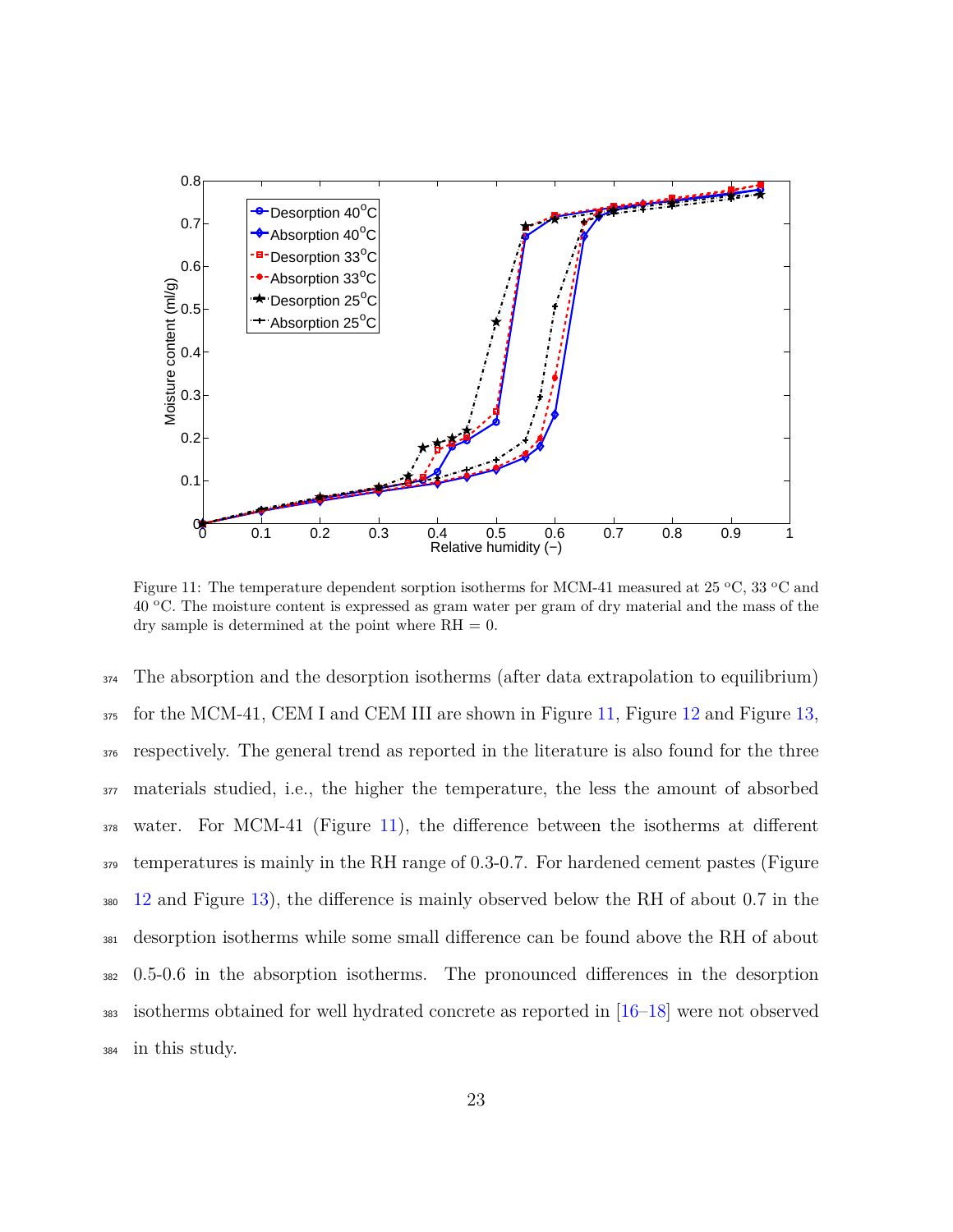Figure 11: The temperature dependent sorption isotherms for MCM-41 measured at 25 °C, 33 °C and 40 °C. The moisture content is expressed as gram water per gram of dry material and the mass of the dry sample is determined at the point where RH = 0.

The absorption and the desorption isotherms (after data extrapolation to equilibrium) for the MCM-41, CEM I and CEM III are shown in Figure 11, Figure 12 and Figure 13, respectively. The general trend as reported in the literature is also found for the three materials studied, i.e., the higher the temperature, the less the amount of absorbed water. For MCM-41 (Figure 11), the difference between the isotherms at different temperatures is mainly in the RH range of 0.3-0.7. For hardened cement pastes (Figure 12 and Figure 13), the difference is mainly observed below the RH of about 0.7 in the desorption isotherms while some small difference can be found above the RH of about 0.5-0.6 in the absorption isotherms. The pronounced differences in the desorption isotherms obtained for well hydrated concrete as reported in [16–18] were not observed in this study.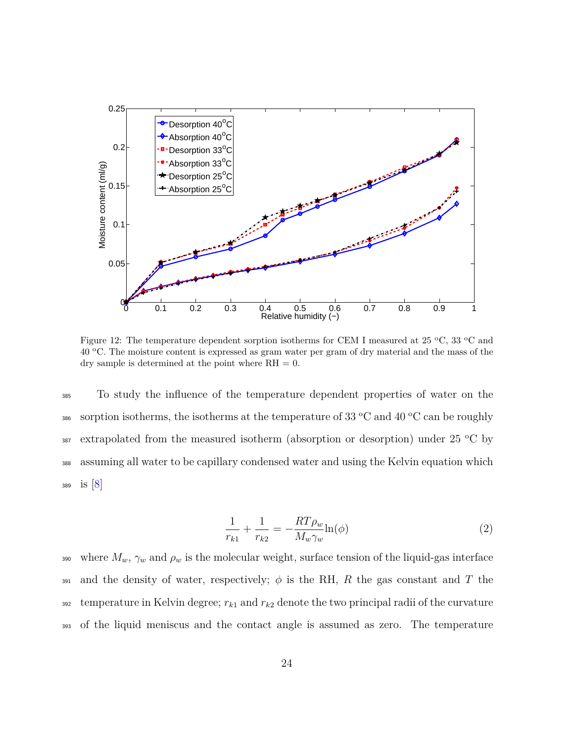Figure 12: The temperature dependent sorption isotherms for CEM I measured at 25 °C, 33 °C and 40 °C. The moisture content is expressed as gram water per gram of dry material and the mass of the dry sample is determined at the point where RH = 0.

To study the influence of the temperature dependent properties of water on the sorption isotherms, the isotherms at the temperature of 33 °C and 40 °C can be roughly extrapolated from the measured isotherm (absorption or desorption) under 25 °C by assuming all water to be capillary condensed water and using the Kelvin equation which is [8]

$$\frac{1}{r_{k1}} + \frac{1}{r_{k2}} = -\frac{RT\rho_w}{M_w\gamma_w}\ln(\phi) \tag{2}$$

where $M_w$, $\gamma_w$ and $\rho_w$ is the molecular weight, surface tension of the liquid-gas interface and the density of water, respectively; $\phi$ is the RH, $R$ the gas constant and $T$ the temperature in Kelvin degree; $r_{k1}$ and $r_{k2}$ denote the two principal radii of the curvature of the liquid meniscus and the contact angle is assumed as zero. The temperature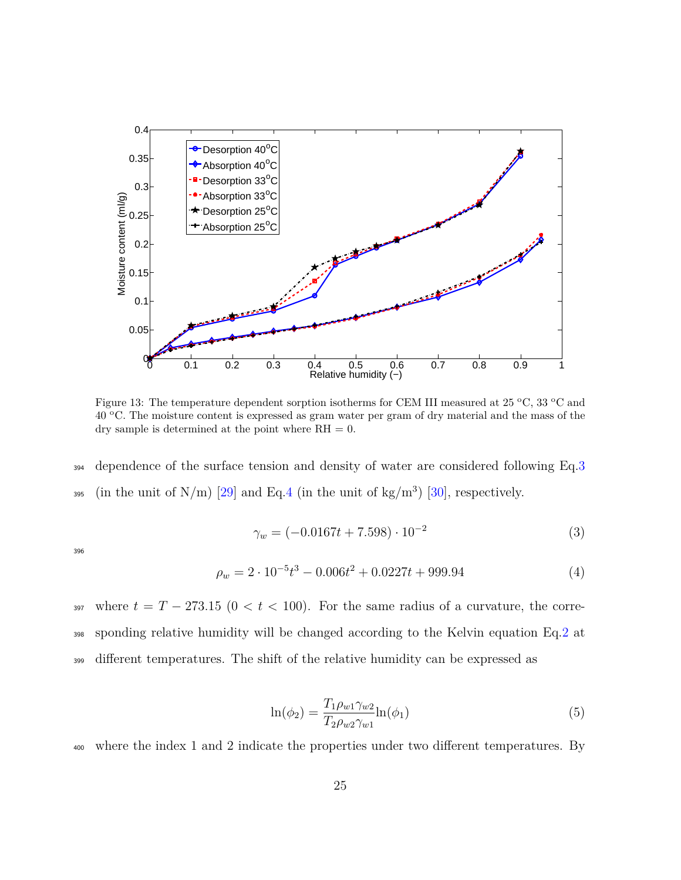Figure 13: The temperature dependent sorption isotherms for CEM III measured at 25 °C, 33 °C and 40 °C. The moisture content is expressed as gram water per gram of dry material and the mass of the dry sample is determined at the point where RH = 0.

dependence of the surface tension and density of water are considered following Eq.3 (in the unit of N/m) [29] and Eq.4 (in the unit of kg/m$^3$) [30], respectively.

$$\gamma_w = (-0.0167t + 7.598) \cdot 10^{-2} \tag{3}$$

$$\rho_w = 2 \cdot 10^{-5}t^3 - 0.006t^2 + 0.0227t + 999.94 \tag{4}$$

where $t = T - 273.15$ ($0 < t < 100$). For the same radius of a curvature, the corresponding relative humidity will be changed according to the Kelvin equation Eq.2 at different temperatures. The shift of the relative humidity can be expressed as

$$\ln(\phi_2) = \frac{T_1 \rho_{w1} \gamma_{w2}}{T_2 \rho_{w2} \gamma_{w1}} \ln(\phi_1) \tag{5}$$

where the index 1 and 2 indicate the properties under two different temperatures. By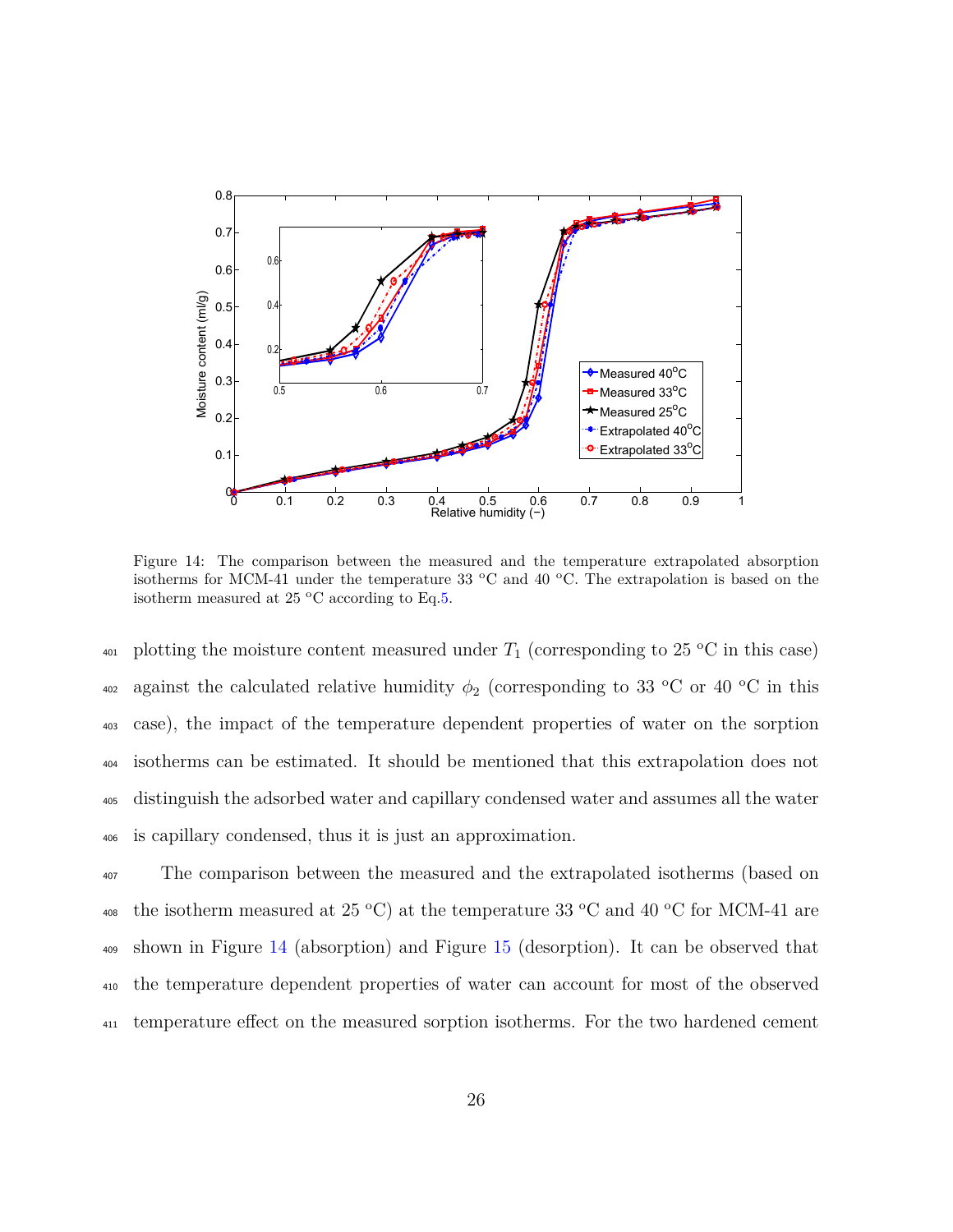Figure 14: The comparison between the measured and the temperature extrapolated absorption isotherms for MCM-41 under the temperature 33 °C and 40 °C. The extrapolation is based on the isotherm measured at 25 °C according to Eq.5.

plotting the moisture content measured under $T_1$ (corresponding to 25 °C in this case) against the calculated relative humidity $\phi_2$ (corresponding to 33 °C or 40 °C in this case), the impact of the temperature dependent properties of water on the sorption isotherms can be estimated. It should be mentioned that this extrapolation does not distinguish the adsorbed water and capillary condensed water and assumes all the water is capillary condensed, thus it is just an approximation.

The comparison between the measured and the extrapolated isotherms (based on the isotherm measured at 25 °C) at the temperature 33 °C and 40 °C for MCM-41 are shown in Figure 14 (absorption) and Figure 15 (desorption). It can be observed that the temperature dependent properties of water can account for most of the observed temperature effect on the measured sorption isotherms. For the two hardened cement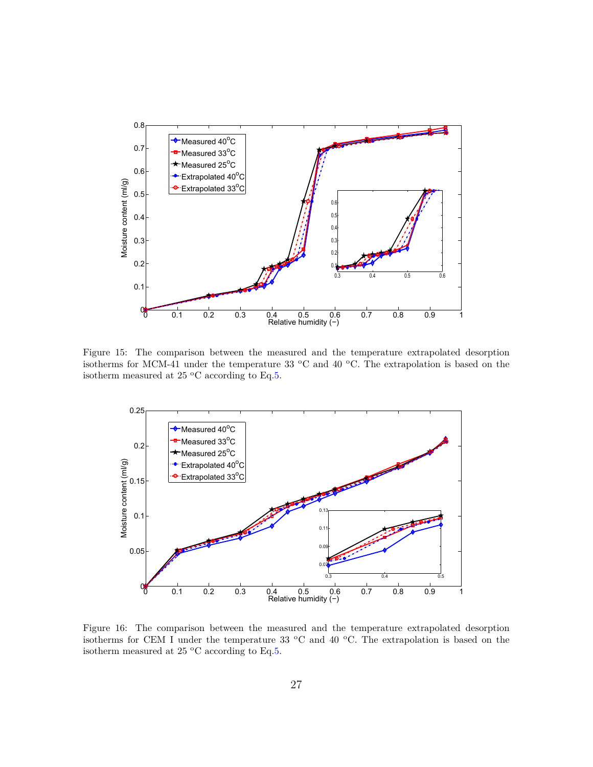Figure 15: The comparison between the measured and the temperature extrapolated desorption isotherms for MCM-41 under the temperature 33 °C and 40 °C. The extrapolation is based on the isotherm measured at 25 °C according to Eq.5.

Figure 16: The comparison between the measured and the temperature extrapolated desorption isotherms for CEM I under the temperature 33 °C and 40 °C. The extrapolation is based on the isotherm measured at 25 °C according to Eq.5.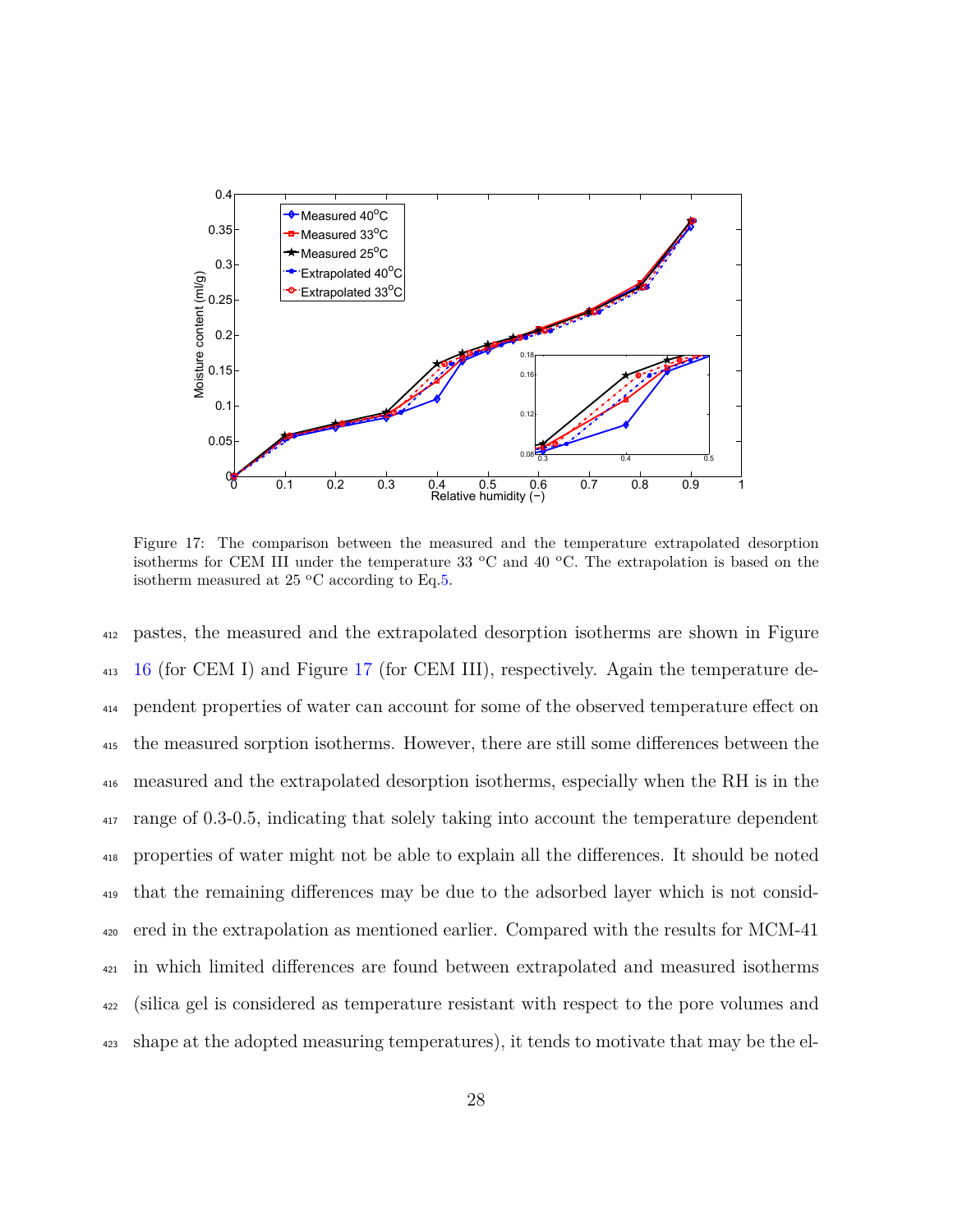Figure 17: The comparison between the measured and the temperature extrapolated desorption isotherms for CEM III under the temperature 33 °C and 40 °C. The extrapolation is based on the isotherm measured at 25 °C according to Eq.5.

pastes, the measured and the extrapolated desorption isotherms are shown in Figure 16 (for CEM I) and Figure 17 (for CEM III), respectively. Again the temperature dependent properties of water can account for some of the observed temperature effect on the measured sorption isotherms. However, there are still some differences between the measured and the extrapolated desorption isotherms, especially when the RH is in the range of 0.3-0.5, indicating that solely taking into account the temperature dependent properties of water might not be able to explain all the differences. It should be noted that the remaining differences may be due to the adsorbed layer which is not considered in the extrapolation as mentioned earlier. Compared with the results for MCM-41 in which limited differences are found between extrapolated and measured isotherms (silica gel is considered as temperature resistant with respect to the pore volumes and shape at the adopted measuring temperatures), it tends to motivate that may be the el-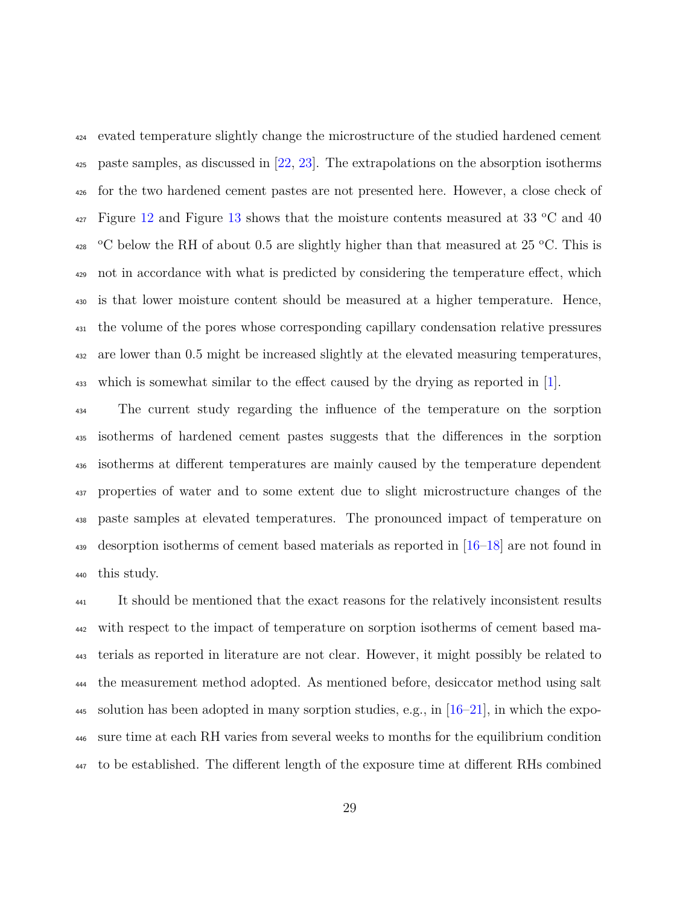evated temperature slightly change the microstructure of the studied hardened cement paste samples, as discussed in [22, 23]. The extrapolations on the absorption isotherms for the two hardened cement pastes are not presented here. However, a close check of Figure 12 and Figure 13 shows that the moisture contents measured at 33 ºC and 40 ºC below the RH of about 0.5 are slightly higher than that measured at 25 ºC. This is not in accordance with what is predicted by considering the temperature effect, which is that lower moisture content should be measured at a higher temperature. Hence, the volume of the pores whose corresponding capillary condensation relative pressures are lower than 0.5 might be increased slightly at the elevated measuring temperatures, which is somewhat similar to the effect caused by the drying as reported in [1].

The current study regarding the influence of the temperature on the sorption isotherms of hardened cement pastes suggests that the differences in the sorption isotherms at different temperatures are mainly caused by the temperature dependent properties of water and to some extent due to slight microstructure changes of the paste samples at elevated temperatures. The pronounced impact of temperature on desorption isotherms of cement based materials as reported in [16–18] are not found in this study.

It should be mentioned that the exact reasons for the relatively inconsistent results with respect to the impact of temperature on sorption isotherms of cement based materials as reported in literature are not clear. However, it might possibly be related to the measurement method adopted. As mentioned before, desiccator method using salt solution has been adopted in many sorption studies, e.g., in [16–21], in which the exposure time at each RH varies from several weeks to months for the equilibrium condition to be established. The different length of the exposure time at different RHs combined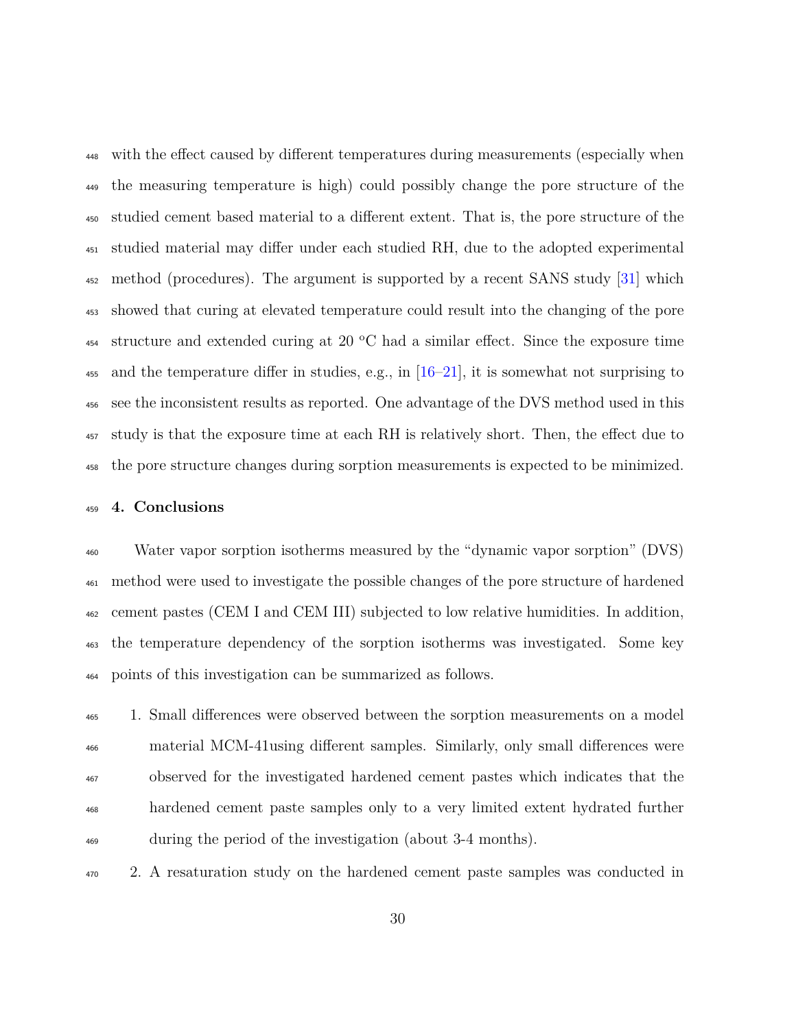with the effect caused by different temperatures during measurements (especially when the measuring temperature is high) could possibly change the pore structure of the studied cement based material to a different extent. That is, the pore structure of the studied material may differ under each studied RH, due to the adopted experimental method (procedures). The argument is supported by a recent SANS study [31] which showed that curing at elevated temperature could result into the changing of the pore structure and extended curing at 20 °C had a similar effect. Since the exposure time and the temperature differ in studies, e.g., in [16–21], it is somewhat not surprising to see the inconsistent results as reported. One advantage of the DVS method used in this study is that the exposure time at each RH is relatively short. Then, the effect due to the pore structure changes during sorption measurements is expected to be minimized.

## 4. Conclusions

Water vapor sorption isotherms measured by the "dynamic vapor sorption" (DVS) method were used to investigate the possible changes of the pore structure of hardened cement pastes (CEM I and CEM III) subjected to low relative humidities. In addition, the temperature dependency of the sorption isotherms was investigated. Some key points of this investigation can be summarized as follows.

1. Small differences were observed between the sorption measurements on a model material MCM-41using different samples. Similarly, only small differences were observed for the investigated hardened cement pastes which indicates that the hardened cement paste samples only to a very limited extent hydrated further during the period of the investigation (about 3-4 months).
2. A resaturation study on the hardened cement paste samples was conducted in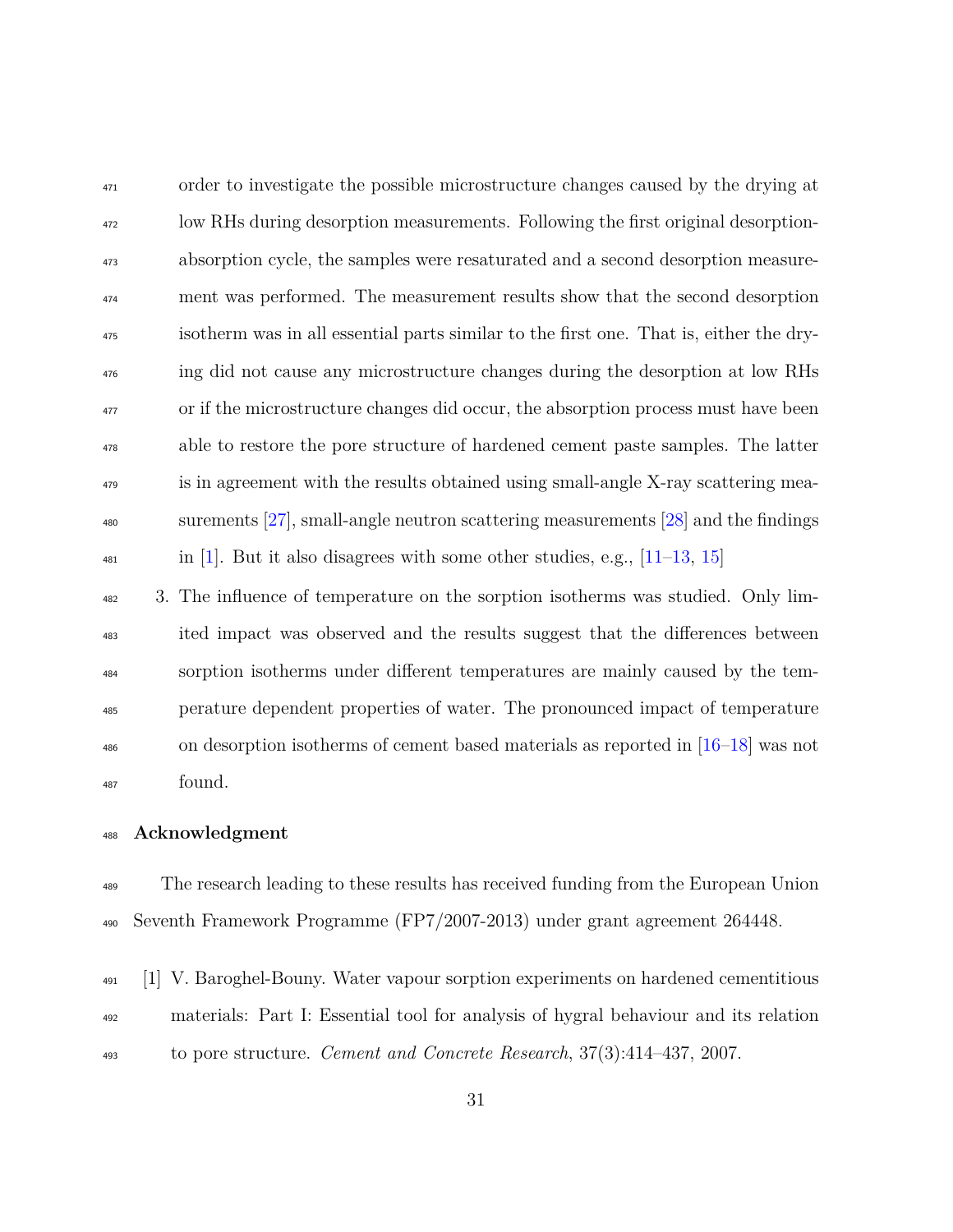order to investigate the possible microstructure changes caused by the drying at low RHs during desorption measurements. Following the first original desorption-absorption cycle, the samples were resaturated and a second desorption measurement was performed. The measurement results show that the second desorption isotherm was in all essential parts similar to the first one. That is, either the drying did not cause any microstructure changes during the desorption at low RHs or if the microstructure changes did occur, the absorption process must have been able to restore the pore structure of hardened cement paste samples. The latter is in agreement with the results obtained using small-angle X-ray scattering measurements [27], small-angle neutron scattering measurements [28] and the findings in [1]. But it also disagrees with some other studies, e.g., [11–13, 15]

3. The influence of temperature on the sorption isotherms was studied. Only limited impact was observed and the results suggest that the differences between sorption isotherms under different temperatures are mainly caused by the temperature dependent properties of water. The pronounced impact of temperature on desorption isotherms of cement based materials as reported in [16–18] was not found.

## Acknowledgment

The research leading to these results has received funding from the European Union Seventh Framework Programme (FP7/2007-2013) under grant agreement 264448.

[1] V. Baroghel-Bouny. Water vapour sorption experiments on hardened cementitious materials: Part I: Essential tool for analysis of hygral behaviour and its relation to pore structure. *Cement and Concrete Research*, 37(3):414–437, 2007.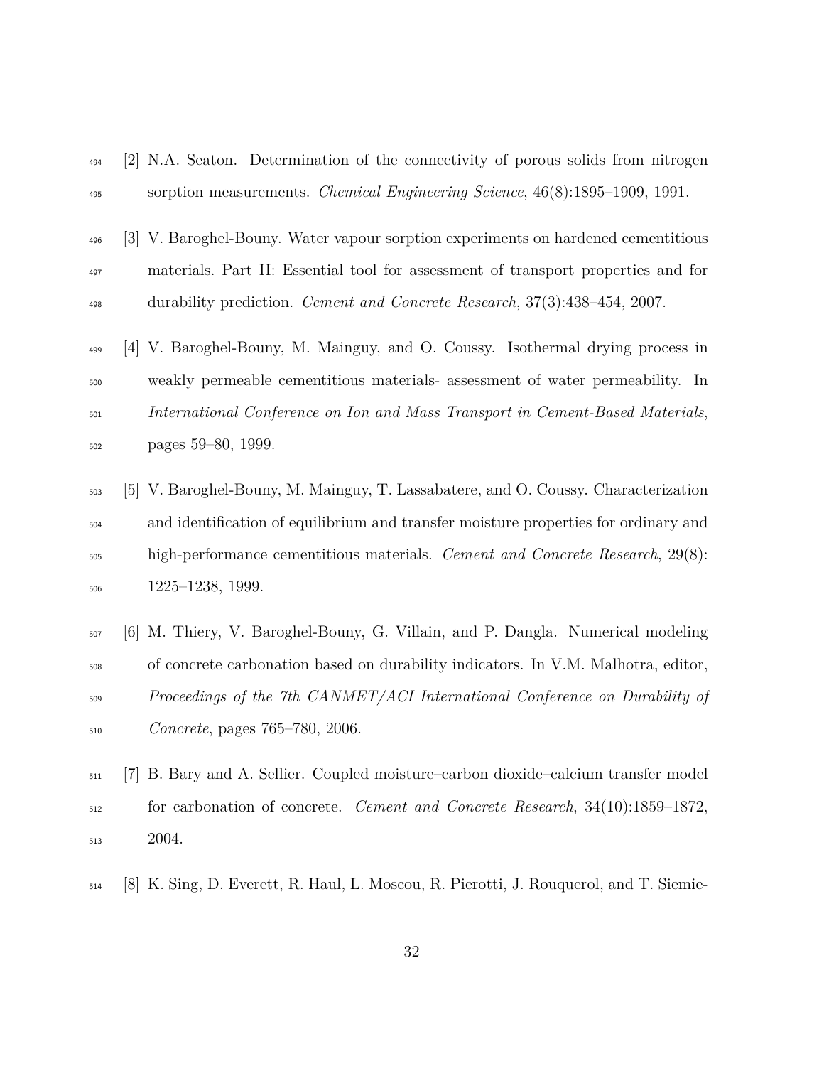[2] N.A. Seaton. Determination of the connectivity of porous solids from nitrogen sorption measurements. *Chemical Engineering Science*, 46(8):1895–1909, 1991.

[3] V. Baroghel-Bouny. Water vapour sorption experiments on hardened cementitious materials. Part II: Essential tool for assessment of transport properties and for durability prediction. *Cement and Concrete Research*, 37(3):438–454, 2007.

[4] V. Baroghel-Bouny, M. Mainguy, and O. Coussy. Isothermal drying process in weakly permeable cementitious materials- assessment of water permeability. In *International Conference on Ion and Mass Transport in Cement-Based Materials*, pages 59–80, 1999.

[5] V. Baroghel-Bouny, M. Mainguy, T. Lassabatere, and O. Coussy. Characterization and identification of equilibrium and transfer moisture properties for ordinary and high-performance cementitious materials. *Cement and Concrete Research*, 29(8): 1225–1238, 1999.

[6] M. Thiery, V. Baroghel-Bouny, G. Villain, and P. Dangla. Numerical modeling of concrete carbonation based on durability indicators. In V.M. Malhotra, editor, *Proceedings of the 7th CANMET/ACI International Conference on Durability of Concrete*, pages 765–780, 2006.

[7] B. Bary and A. Sellier. Coupled moisture–carbon dioxide–calcium transfer model for carbonation of concrete. *Cement and Concrete Research*, 34(10):1859–1872, 2004.

[8] K. Sing, D. Everett, R. Haul, L. Moscou, R. Pierotti, J. Rouquerol, and T. Siemie-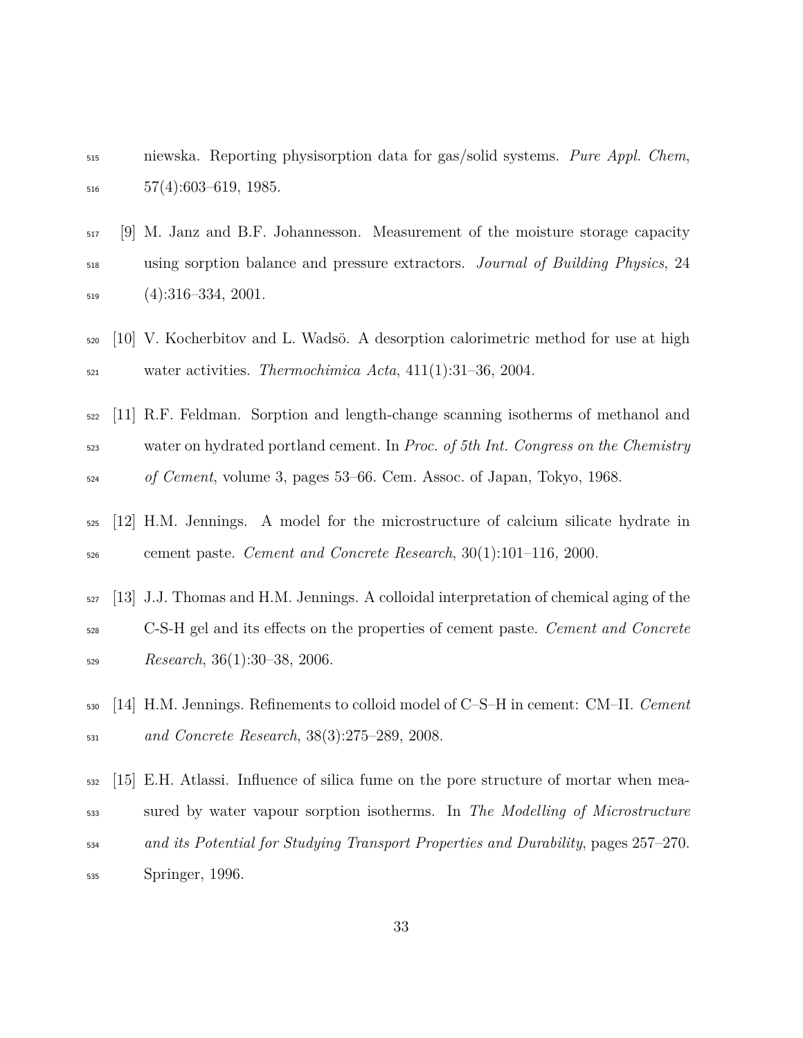niewska. Reporting physisorption data for gas/solid systems. *Pure Appl. Chem*, 57(4):603–619, 1985.

[9] M. Janz and B.F. Johannesson. Measurement of the moisture storage capacity using sorption balance and pressure extractors. *Journal of Building Physics*, 24 (4):316–334, 2001.

[10] V. Kocherbitov and L. Wadsö. A desorption calorimetric method for use at high water activities. *Thermochimica Acta*, 411(1):31–36, 2004.

[11] R.F. Feldman. Sorption and length-change scanning isotherms of methanol and water on hydrated portland cement. In *Proc. of 5th Int. Congress on the Chemistry of Cement*, volume 3, pages 53–66. Cem. Assoc. of Japan, Tokyo, 1968.

[12] H.M. Jennings. A model for the microstructure of calcium silicate hydrate in cement paste. *Cement and Concrete Research*, 30(1):101–116, 2000.

[13] J.J. Thomas and H.M. Jennings. A colloidal interpretation of chemical aging of the C-S-H gel and its effects on the properties of cement paste. *Cement and Concrete Research*, 36(1):30–38, 2006.

[14] H.M. Jennings. Refinements to colloid model of C–S–H in cement: CM–II. *Cement and Concrete Research*, 38(3):275–289, 2008.

[15] E.H. Atlassi. Influence of silica fume on the pore structure of mortar when measured by water vapour sorption isotherms. In *The Modelling of Microstructure and its Potential for Studying Transport Properties and Durability*, pages 257–270. Springer, 1996.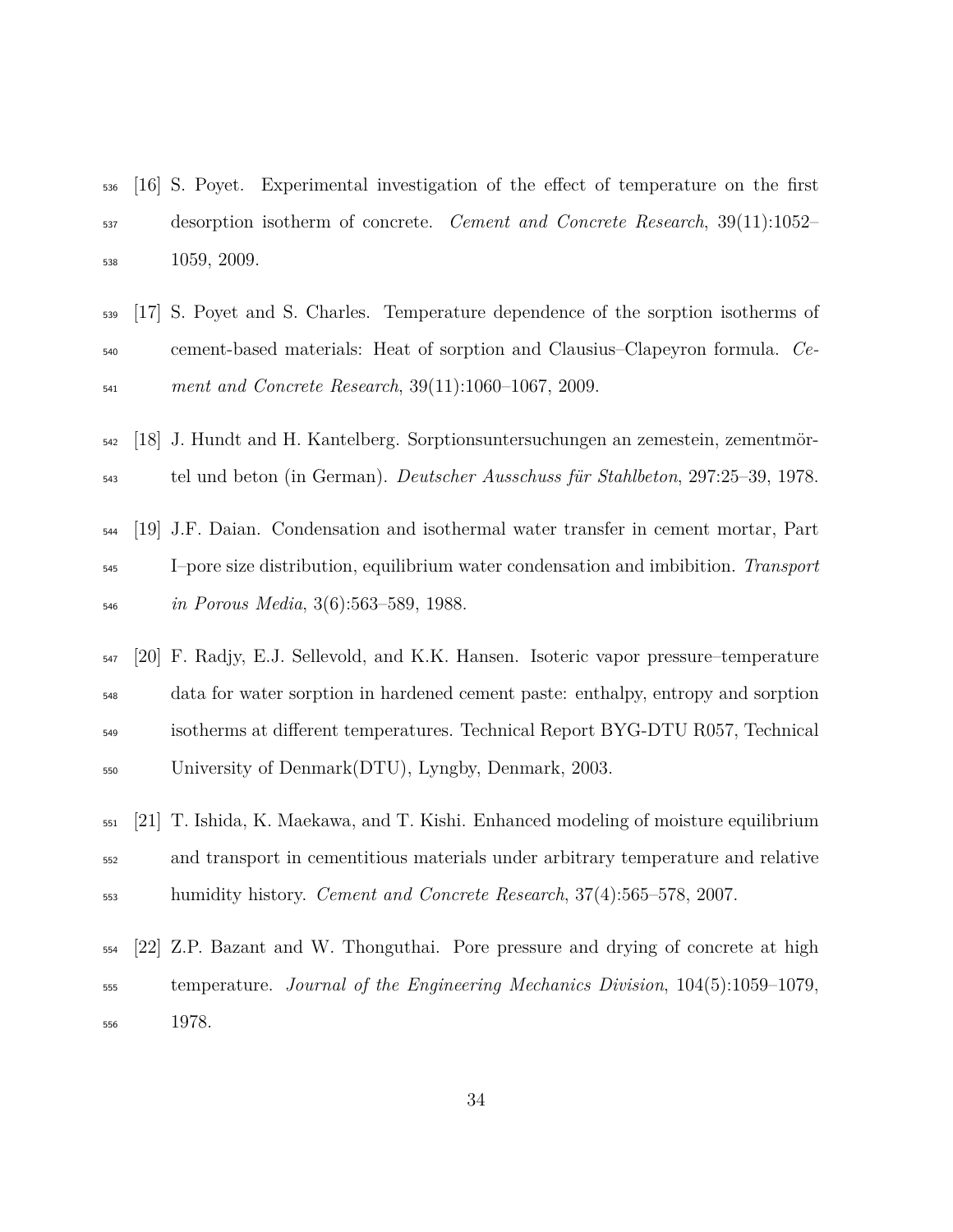[16] S. Poyet. Experimental investigation of the effect of temperature on the first desorption isotherm of concrete. *Cement and Concrete Research*, 39(11):1052–1059, 2009.

[17] S. Poyet and S. Charles. Temperature dependence of the sorption isotherms of cement-based materials: Heat of sorption and Clausius–Clapeyron formula. *Cement and Concrete Research*, 39(11):1060–1067, 2009.

[18] J. Hundt and H. Kantelberg. Sorptionsuntersuchungen an zemestein, zementmörtel und beton (in German). *Deutscher Ausschuss für Stahlbeton*, 297:25–39, 1978.

[19] J.F. Daian. Condensation and isothermal water transfer in cement mortar, Part I–pore size distribution, equilibrium water condensation and imbibition. *Transport in Porous Media*, 3(6):563–589, 1988.

[20] F. Radjy, E.J. Sellevold, and K.K. Hansen. Isoteric vapor pressure–temperature data for water sorption in hardened cement paste: enthalpy, entropy and sorption isotherms at different temperatures. Technical Report BYG-DTU R057, Technical University of Denmark(DTU), Lyngby, Denmark, 2003.

[21] T. Ishida, K. Maekawa, and T. Kishi. Enhanced modeling of moisture equilibrium and transport in cementitious materials under arbitrary temperature and relative humidity history. *Cement and Concrete Research*, 37(4):565–578, 2007.

[22] Z.P. Bazant and W. Thonguthai. Pore pressure and drying of concrete at high temperature. *Journal of the Engineering Mechanics Division*, 104(5):1059–1079, 1978.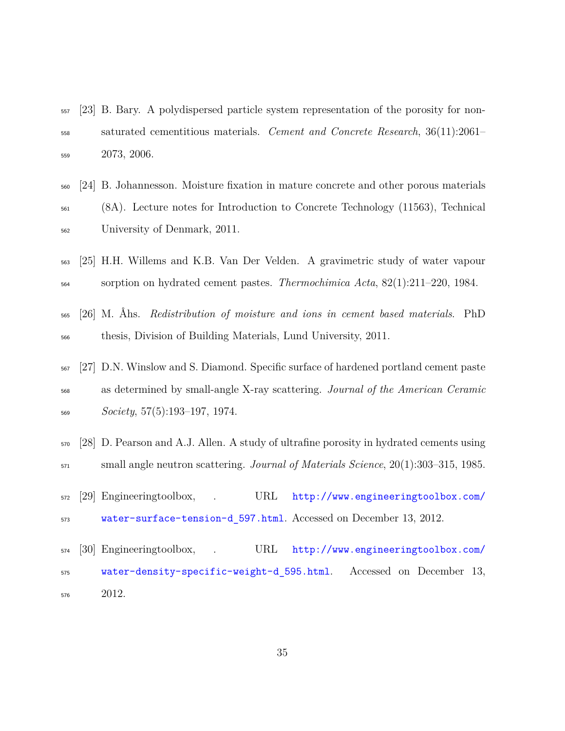[23] B. Bary. A polydispersed particle system representation of the porosity for non-saturated cementitious materials. *Cement and Concrete Research*, 36(11):2061–2073, 2006.

[24] B. Johannesson. Moisture fixation in mature concrete and other porous materials (8A). Lecture notes for Introduction to Concrete Technology (11563), Technical University of Denmark, 2011.

[25] H.H. Willems and K.B. Van Der Velden. A gravimetric study of water vapour sorption on hydrated cement pastes. *Thermochimica Acta*, 82(1):211–220, 1984.

[26] M. Åhs. *Redistribution of moisture and ions in cement based materials*. PhD thesis, Division of Building Materials, Lund University, 2011.

[27] D.N. Winslow and S. Diamond. Specific surface of hardened portland cement paste as determined by small-angle X-ray scattering. *Journal of the American Ceramic Society*, 57(5):193–197, 1974.

[28] D. Pearson and A.J. Allen. A study of ultrafine porosity in hydrated cements using small angle neutron scattering. *Journal of Materials Science*, 20(1):303–315, 1985.

[29] Engineeringtoolbox, . URL http://www.engineeringtoolbox.com/water-surface-tension-d_597.html. Accessed on December 13, 2012.

[30] Engineeringtoolbox, . URL http://www.engineeringtoolbox.com/water-density-specific-weight-d_595.html. Accessed on December 13, 2012.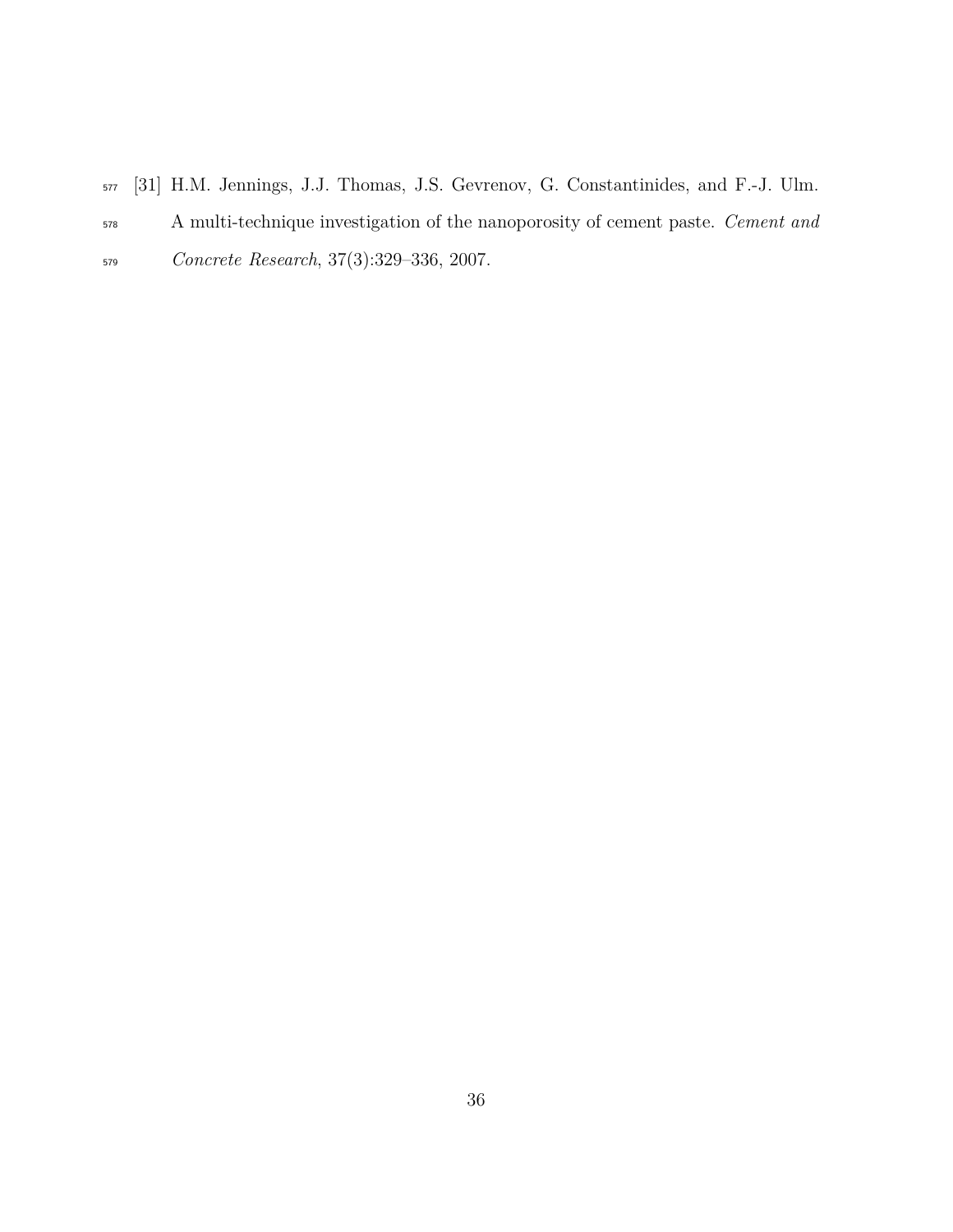[31] H.M. Jennings, J.J. Thomas, J.S. Gevrenov, G. Constantinides, and F.-J. Ulm. A multi-technique investigation of the nanoporosity of cement paste. *Cement and Concrete Research*, 37(3):329–336, 2007.